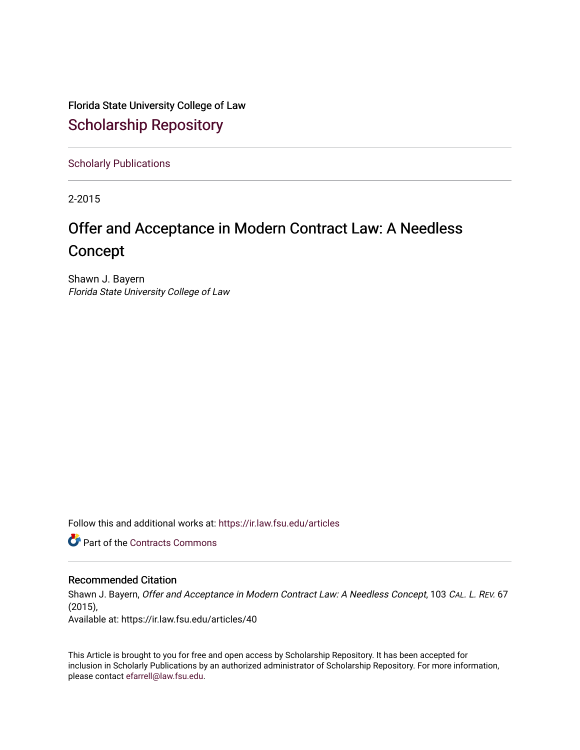Florida State University College of Law

## Scholarship Repository

Scholarly Publications

2-2015

# Offer and Acceptance in Modern Contract Law: A Needless Concept

Shawn J. Bayern
*Florida State University College of Law*

Follow this and additional works at: https://ir.law.fsu.edu/articles

Part of the Contracts Commons

### Recommended Citation

Shawn J. Bayern, *Offer and Acceptance in Modern Contract Law: A Needless Concept*, 103 *Cal. L. Rev.* 67 (2015),
Available at: https://ir.law.fsu.edu/articles/40

This Article is brought to you for free and open access by Scholarship Repository. It has been accepted for inclusion in Scholarly Publications by an authorized administrator of Scholarship Repository. For more information, please contact efarrell@law.fsu.edu.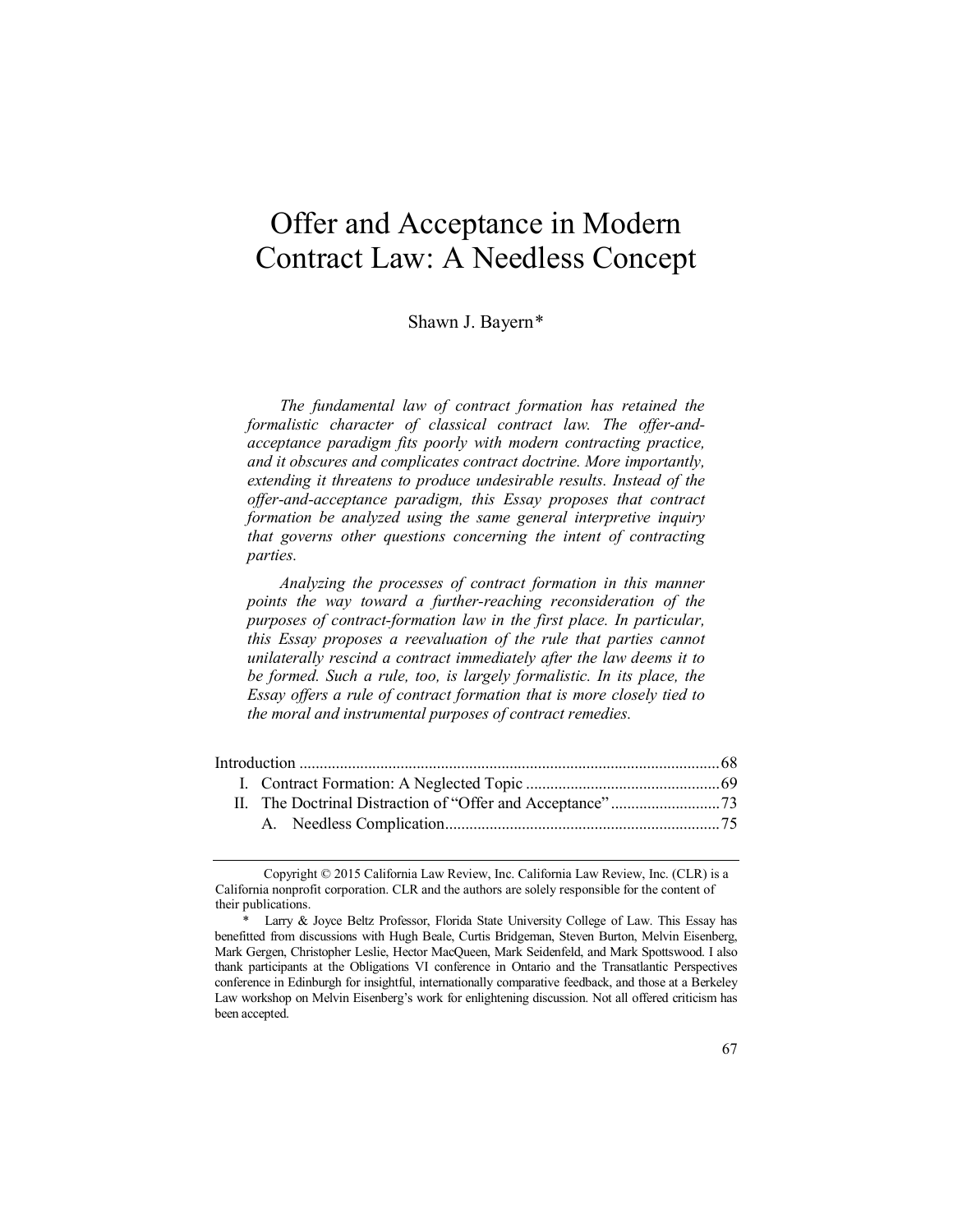# Offer and Acceptance in Modern Contract Law: A Needless Concept

Shawn J. Bayern*

*The fundamental law of contract formation has retained the formalistic character of classical contract law. The offer-and-acceptance paradigm fits poorly with modern contracting practice, and it obscures and complicates contract doctrine. More importantly, extending it threatens to produce undesirable results. Instead of the offer-and-acceptance paradigm, this Essay proposes that contract formation be analyzed using the same general interpretive inquiry that governs other questions concerning the intent of contracting parties.*

*Analyzing the processes of contract formation in this manner points the way toward a further-reaching reconsideration of the purposes of contract-formation law in the first place. In particular, this Essay proposes a reevaluation of the rule that parties cannot unilaterally rescind a contract immediately after the law deems it to be formed. Such a rule, too, is largely formalistic. In its place, the Essay offers a rule of contract formation that is more closely tied to the moral and instrumental purposes of contract remedies.*

Introduction .......... 68

I. Contract Formation: A Neglected Topic .......... 69

II. The Doctrinal Distraction of "Offer and Acceptance" .......... 73

A. Needless Complication .......... 75

---

Copyright © 2015 California Law Review, Inc. California Law Review, Inc. (CLR) is a California nonprofit corporation. CLR and the authors are solely responsible for the content of their publications.

\* Larry & Joyce Beltz Professor, Florida State University College of Law. This Essay has benefitted from discussions with Hugh Beale, Curtis Bridgeman, Steven Burton, Melvin Eisenberg, Mark Gergen, Christopher Leslie, Hector MacQueen, Mark Seidenfeld, and Mark Spottswood. I also thank participants at the Obligations VI conference in Ontario and the Transatlantic Perspectives conference in Edinburgh for insightful, internationally comparative feedback, and those at a Berkeley Law workshop on Melvin Eisenberg's work for enlightening discussion. Not all offered criticism has been accepted.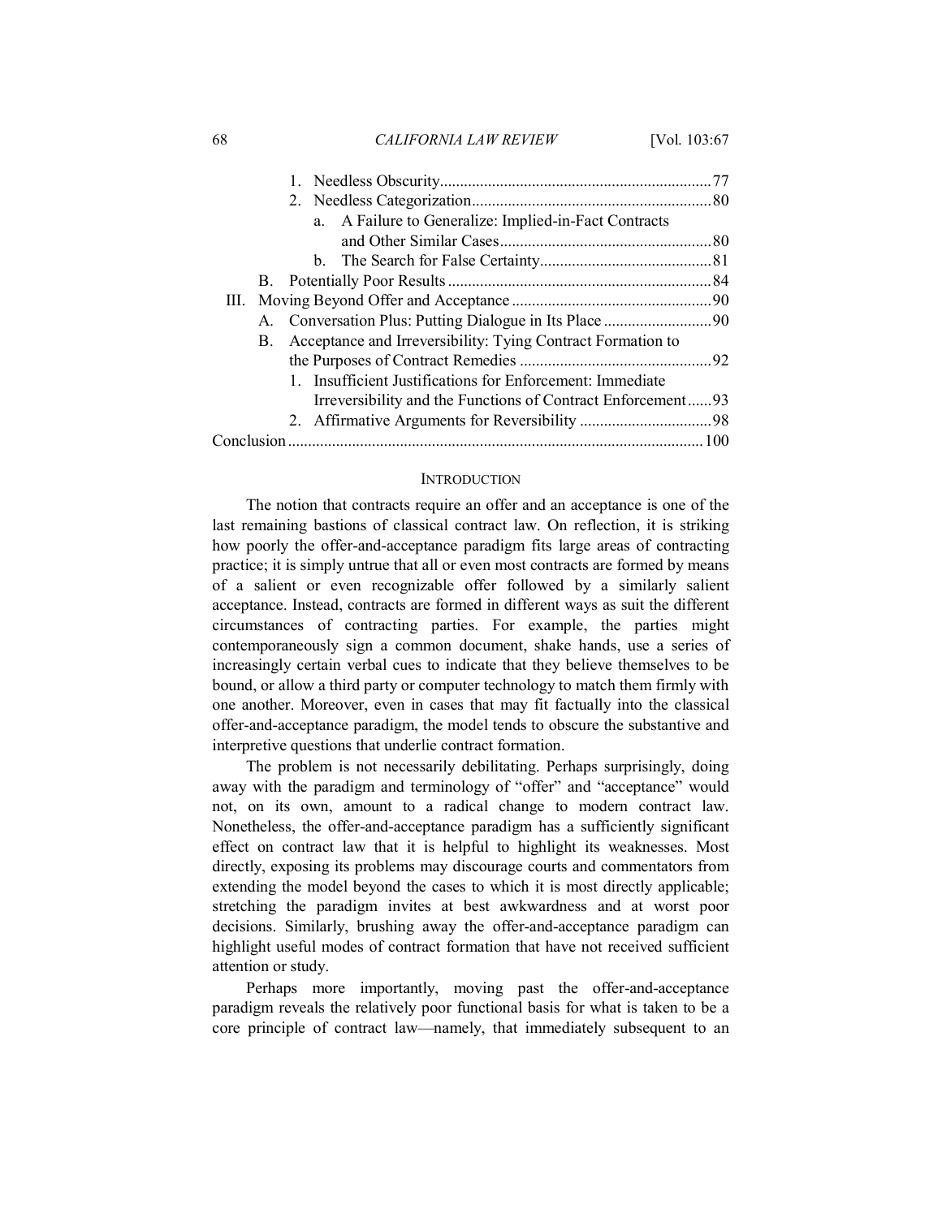1. Needless Obscurity ... 77
2. Needless Categorization ... 80
   a. A Failure to Generalize: Implied-in-Fact Contracts and Other Similar Cases ... 80
   b. The Search for False Certainty ... 81

B. Potentially Poor Results ... 84

III. Moving Beyond Offer and Acceptance ... 90

A. Conversation Plus: Putting Dialogue in Its Place ... 90

B. Acceptance and Irreversibility: Tying Contract Formation to the Purposes of Contract Remedies ... 92

1. Insufficient Justifications for Enforcement: Immediate Irreversibility and the Functions of Contract Enforcement ... 93
2. Affirmative Arguments for Reversibility ... 98

Conclusion ... 100

## INTRODUCTION

The notion that contracts require an offer and an acceptance is one of the last remaining bastions of classical contract law. On reflection, it is striking how poorly the offer-and-acceptance paradigm fits large areas of contracting practice; it is simply untrue that all or even most contracts are formed by means of a salient or even recognizable offer followed by a similarly salient acceptance. Instead, contracts are formed in different ways as suit the different circumstances of contracting parties. For example, the parties might contemporaneously sign a common document, shake hands, use a series of increasingly certain verbal cues to indicate that they believe themselves to be bound, or allow a third party or computer technology to match them firmly with one another. Moreover, even in cases that may fit factually into the classical offer-and-acceptance paradigm, the model tends to obscure the substantive and interpretive questions that underlie contract formation.

The problem is not necessarily debilitating. Perhaps surprisingly, doing away with the paradigm and terminology of "offer" and "acceptance" would not, on its own, amount to a radical change to modern contract law. Nonetheless, the offer-and-acceptance paradigm has a sufficiently significant effect on contract law that it is helpful to highlight its weaknesses. Most directly, exposing its problems may discourage courts and commentators from extending the model beyond the cases to which it is most directly applicable; stretching the paradigm invites at best awkwardness and at worst poor decisions. Similarly, brushing away the offer-and-acceptance paradigm can highlight useful modes of contract formation that have not received sufficient attention or study.

Perhaps more importantly, moving past the offer-and-acceptance paradigm reveals the relatively poor functional basis for what is taken to be a core principle of contract law—namely, that immediately subsequent to an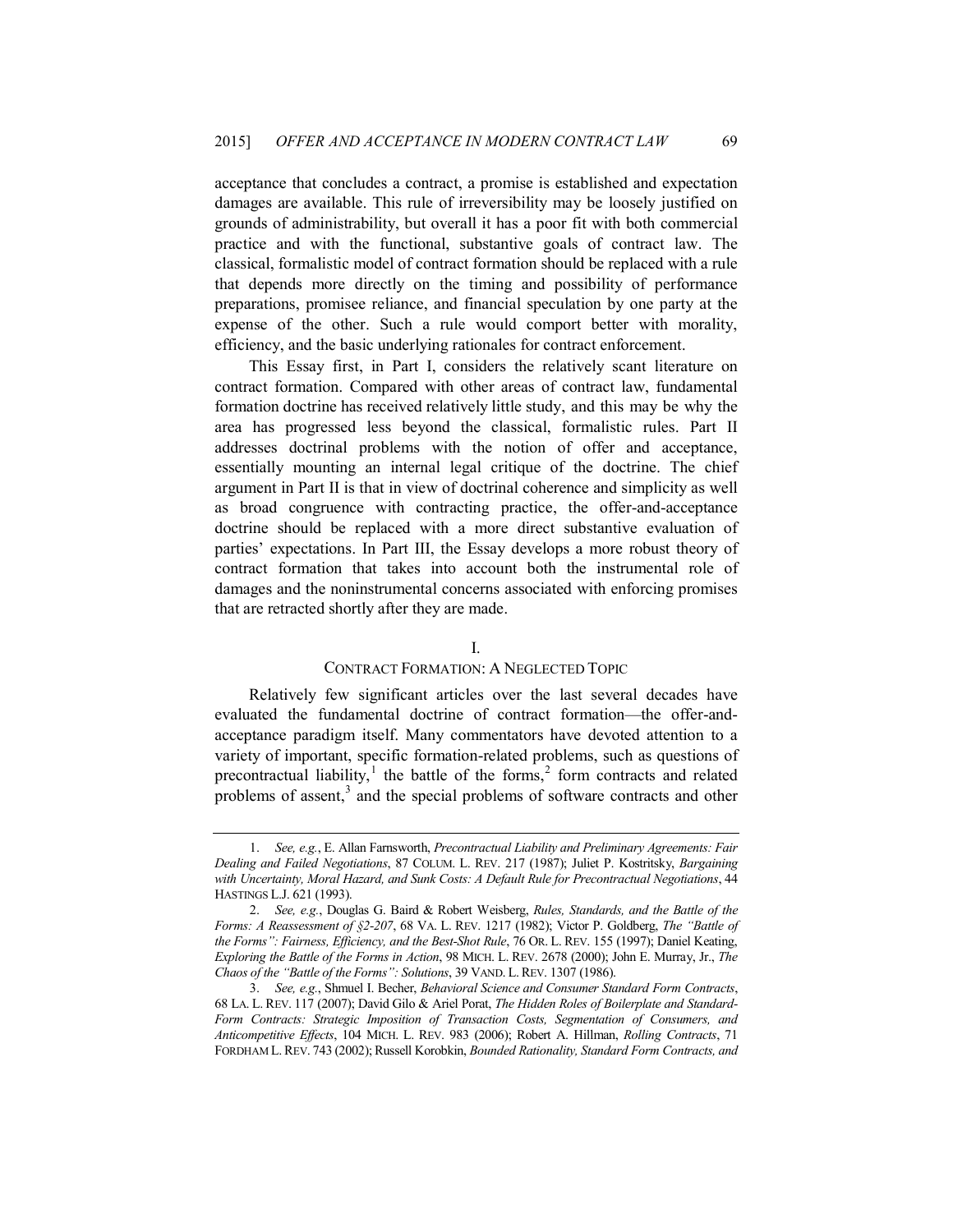acceptance that concludes a contract, a promise is established and expectation damages are available. This rule of irreversibility may be loosely justified on grounds of administrability, but overall it has a poor fit with both commercial practice and with the functional, substantive goals of contract law. The classical, formalistic model of contract formation should be replaced with a rule that depends more directly on the timing and possibility of performance preparations, promisee reliance, and financial speculation by one party at the expense of the other. Such a rule would comport better with morality, efficiency, and the basic underlying rationales for contract enforcement.

This Essay first, in Part I, considers the relatively scant literature on contract formation. Compared with other areas of contract law, fundamental formation doctrine has received relatively little study, and this may be why the area has progressed less beyond the classical, formalistic rules. Part II addresses doctrinal problems with the notion of offer and acceptance, essentially mounting an internal legal critique of the doctrine. The chief argument in Part II is that in view of doctrinal coherence and simplicity as well as broad congruence with contracting practice, the offer-and-acceptance doctrine should be replaced with a more direct substantive evaluation of parties' expectations. In Part III, the Essay develops a more robust theory of contract formation that takes into account both the instrumental role of damages and the noninstrumental concerns associated with enforcing promises that are retracted shortly after they are made.

## I.
## CONTRACT FORMATION: A NEGLECTED TOPIC

Relatively few significant articles over the last several decades have evaluated the fundamental doctrine of contract formation—the offer-and-acceptance paradigm itself. Many commentators have devoted attention to a variety of important, specific formation-related problems, such as questions of precontractual liability,[1] the battle of the forms,[2] form contracts and related problems of assent,[3] and the special problems of software contracts and other

---

1. *See, e.g.*, E. Allan Farnsworth, *Precontractual Liability and Preliminary Agreements: Fair Dealing and Failed Negotiations*, 87 COLUM. L. REV. 217 (1987); Juliet P. Kostritsky, *Bargaining with Uncertainty, Moral Hazard, and Sunk Costs: A Default Rule for Precontractual Negotiations*, 44 HASTINGS L.J. 621 (1993).

2. *See, e.g.*, Douglas G. Baird & Robert Weisberg, *Rules, Standards, and the Battle of the Forms: A Reassessment of §2-207*, 68 VA. L. REV. 1217 (1982); Victor P. Goldberg, *The "Battle of the Forms": Fairness, Efficiency, and the Best-Shot Rule*, 76 OR. L. REV. 155 (1997); Daniel Keating, *Exploring the Battle of the Forms in Action*, 98 MICH. L. REV. 2678 (2000); John E. Murray, Jr., *The Chaos of the "Battle of the Forms": Solutions*, 39 VAND. L. REV. 1307 (1986).

3. *See, e.g.*, Shmuel I. Becher, *Behavioral Science and Consumer Standard Form Contracts*, 68 LA. L. REV. 117 (2007); David Gilo & Ariel Porat, *The Hidden Roles of Boilerplate and Standard-Form Contracts: Strategic Imposition of Transaction Costs, Segmentation of Consumers, and Anticompetitive Effects*, 104 MICH. L. REV. 983 (2006); Robert A. Hillman, *Rolling Contracts*, 71 FORDHAM L. REV. 743 (2002); Russell Korobkin, *Bounded Rationality, Standard Form Contracts, and*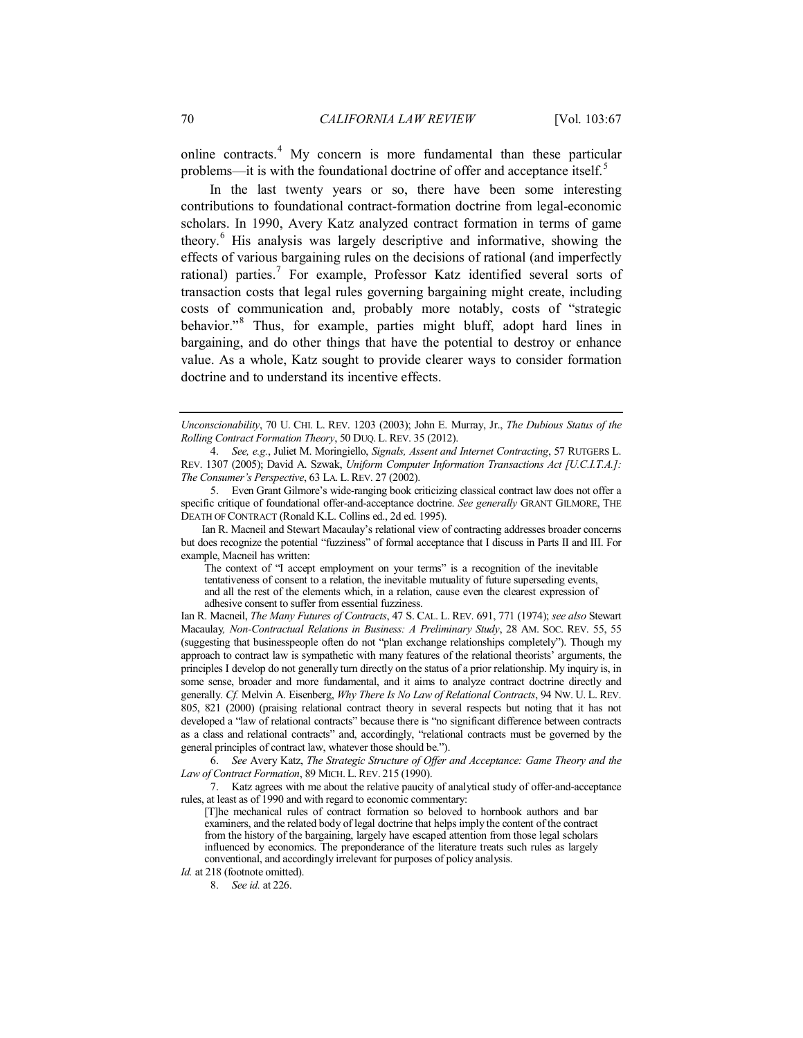online contracts.[4] My concern is more fundamental than these particular problems—it is with the foundational doctrine of offer and acceptance itself.[5]

In the last twenty years or so, there have been some interesting contributions to foundational contract-formation doctrine from legal-economic scholars. In 1990, Avery Katz analyzed contract formation in terms of game theory.[6] His analysis was largely descriptive and informative, showing the effects of various bargaining rules on the decisions of rational (and imperfectly rational) parties.[7] For example, Professor Katz identified several sorts of transaction costs that legal rules governing bargaining might create, including costs of communication and, probably more notably, costs of "strategic behavior."[8] Thus, for example, parties might bluff, adopt hard lines in bargaining, and do other things that have the potential to destroy or enhance value. As a whole, Katz sought to provide clearer ways to consider formation doctrine and to understand its incentive effects.

---

*Unconscionability*, 70 U. CHI. L. REV. 1203 (2003); John E. Murray, Jr., *The Dubious Status of the Rolling Contract Formation Theory*, 50 DUQ. L. REV. 35 (2012).

4. *See, e.g.*, Juliet M. Moringiello, *Signals, Assent and Internet Contracting*, 57 RUTGERS L. REV. 1307 (2005); David A. Szwak, *Uniform Computer Information Transactions Act [U.C.I.T.A.]: The Consumer's Perspective*, 63 LA. L. REV. 27 (2002).

5. Even Grant Gilmore's wide-ranging book criticizing classical contract law does not offer a specific critique of foundational offer-and-acceptance doctrine. *See generally* GRANT GILMORE, THE DEATH OF CONTRACT (Ronald K.L. Collins ed., 2d ed. 1995).

Ian R. Macneil and Stewart Macaulay's relational view of contracting addresses broader concerns but does recognize the potential "fuzziness" of formal acceptance that I discuss in Parts II and III. For example, Macneil has written:

> The context of "I accept employment on your terms" is a recognition of the inevitable tentativeness of consent to a relation, the inevitable mutuality of future superseding events, and all the rest of the elements which, in a relation, cause even the clearest expression of adhesive consent to suffer from essential fuzziness.

Ian R. Macneil, *The Many Futures of Contracts*, 47 S. CAL. L. REV. 691, 771 (1974); *see also* Stewart Macaulay, *Non-Contractual Relations in Business: A Preliminary Study*, 28 AM. SOC. REV. 55, 55 (suggesting that businesspeople often do not "plan exchange relationships completely"). Though my approach to contract law is sympathetic with many features of the relational theorists' arguments, the principles I develop do not generally turn directly on the status of a prior relationship. My inquiry is, in some sense, broader and more fundamental, and it aims to analyze contract doctrine directly and generally. *Cf.* Melvin A. Eisenberg, *Why There Is No Law of Relational Contracts*, 94 NW. U. L. REV. 805, 821 (2000) (praising relational contract theory in several respects but noting that it has not developed a "law of relational contracts" because there is "no significant difference between contracts as a class and relational contracts" and, accordingly, "relational contracts must be governed by the general principles of contract law, whatever those should be.").

6. *See* Avery Katz, *The Strategic Structure of Offer and Acceptance: Game Theory and the Law of Contract Formation*, 89 MICH. L. REV. 215 (1990).

7. Katz agrees with me about the relative paucity of analytical study of offer-and-acceptance rules, at least as of 1990 and with regard to economic commentary:

> [T]he mechanical rules of contract formation so beloved to hornbook authors and bar examiners, and the related body of legal doctrine that helps imply the content of the contract from the history of the bargaining, largely have escaped attention from those legal scholars influenced by economics. The preponderance of the literature treats such rules as largely conventional, and accordingly irrelevant for purposes of policy analysis.

*Id.* at 218 (footnote omitted).

8. *See id.* at 226.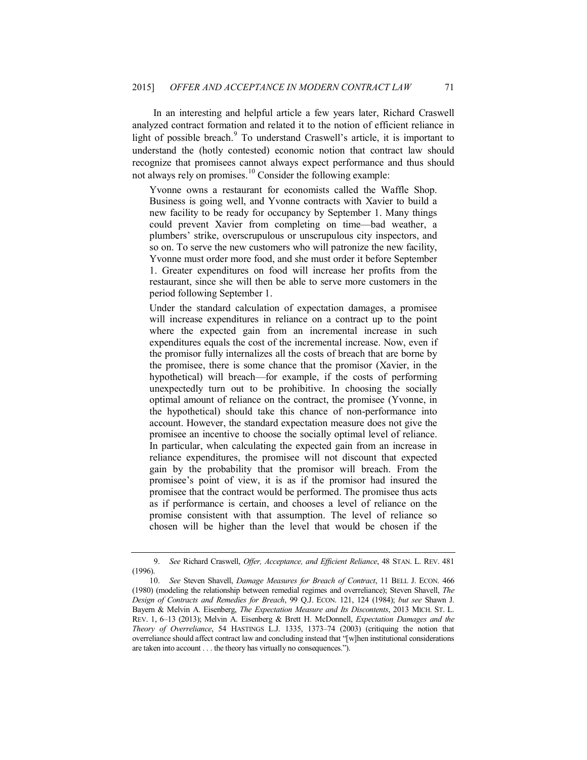In an interesting and helpful article a few years later, Richard Craswell analyzed contract formation and related it to the notion of efficient reliance in light of possible breach.[9] To understand Craswell's article, it is important to understand the (hotly contested) economic notion that contract law should recognize that promisees cannot always expect performance and thus should not always rely on promises.[10] Consider the following example:

> Yvonne owns a restaurant for economists called the Waffle Shop. Business is going well, and Yvonne contracts with Xavier to build a new facility to be ready for occupancy by September 1. Many things could prevent Xavier from completing on time—bad weather, a plumbers' strike, overscrupulous or unscrupulous city inspectors, and so on. To serve the new customers who will patronize the new facility, Yvonne must order more food, and she must order it before September 1. Greater expenditures on food will increase her profits from the restaurant, since she will then be able to serve more customers in the period following September 1.
>
> Under the standard calculation of expectation damages, a promisee will increase expenditures in reliance on a contract up to the point where the expected gain from an incremental increase in such expenditures equals the cost of the incremental increase. Now, even if the promisor fully internalizes all the costs of breach that are borne by the promisee, there is some chance that the promisor (Xavier, in the hypothetical) will breach—for example, if the costs of performing unexpectedly turn out to be prohibitive. In choosing the socially optimal amount of reliance on the contract, the promisee (Yvonne, in the hypothetical) should take this chance of non-performance into account. However, the standard expectation measure does not give the promisee an incentive to choose the socially optimal level of reliance. In particular, when calculating the expected gain from an increase in reliance expenditures, the promisee will not discount that expected gain by the probability that the promisor will breach. From the promisee's point of view, it is as if the promisor had insured the promisee that the contract would be performed. The promisee thus acts as if performance is certain, and chooses a level of reliance on the promise consistent with that assumption. The level of reliance so chosen will be higher than the level that would be chosen if the

---

9. *See* Richard Craswell, *Offer, Acceptance, and Efficient Reliance*, 48 STAN. L. REV. 481 (1996).

10. *See* Steven Shavell, *Damage Measures for Breach of Contract*, 11 BELL J. ECON. 466 (1980) (modeling the relationship between remedial regimes and overreliance); Steven Shavell, *The Design of Contracts and Remedies for Breach*, 99 Q.J. ECON. 121, 124 (1984); *but see* Shawn J. Bayern & Melvin A. Eisenberg, *The Expectation Measure and Its Discontents*, 2013 MICH. ST. L. REV. 1, 6–13 (2013); Melvin A. Eisenberg & Brett H. McDonnell, *Expectation Damages and the Theory of Overreliance*, 54 HASTINGS L.J. 1335, 1373–74 (2003) (critiquing the notion that overreliance should affect contract law and concluding instead that "[w]hen institutional considerations are taken into account . . . the theory has virtually no consequences.").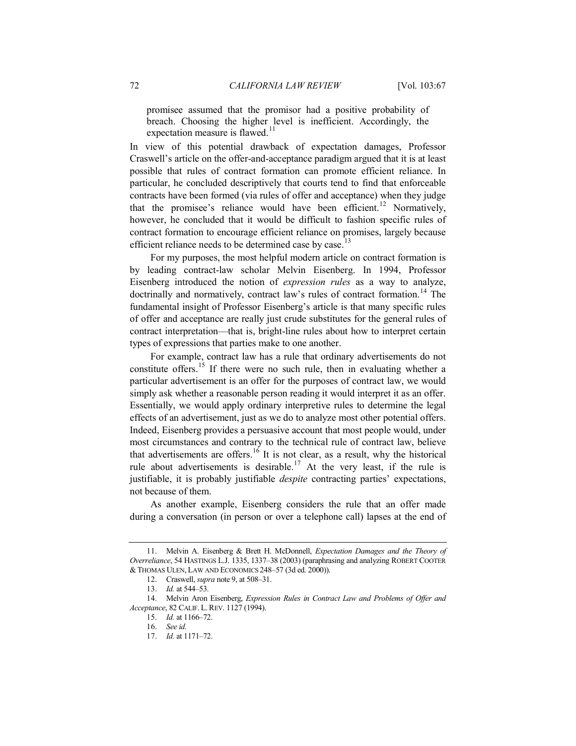> promisee assumed that the promisor had a positive probability of breach. Choosing the higher level is inefficient. Accordingly, the expectation measure is flawed.[11]

In view of this potential drawback of expectation damages, Professor Craswell's article on the offer-and-acceptance paradigm argued that it is at least possible that rules of contract formation can promote efficient reliance. In particular, he concluded descriptively that courts tend to find that enforceable contracts have been formed (via rules of offer and acceptance) when they judge that the promisee's reliance would have been efficient.[12] Normatively, however, he concluded that it would be difficult to fashion specific rules of contract formation to encourage efficient reliance on promises, largely because efficient reliance needs to be determined case by case.[13]

For my purposes, the most helpful modern article on contract formation is by leading contract-law scholar Melvin Eisenberg. In 1994, Professor Eisenberg introduced the notion of *expression rules* as a way to analyze, doctrinally and normatively, contract law's rules of contract formation.[14] The fundamental insight of Professor Eisenberg's article is that many specific rules of offer and acceptance are really just crude substitutes for the general rules of contract interpretation—that is, bright-line rules about how to interpret certain types of expressions that parties make to one another.

For example, contract law has a rule that ordinary advertisements do not constitute offers.[15] If there were no such rule, then in evaluating whether a particular advertisement is an offer for the purposes of contract law, we would simply ask whether a reasonable person reading it would interpret it as an offer. Essentially, we would apply ordinary interpretive rules to determine the legal effects of an advertisement, just as we do to analyze most other potential offers. Indeed, Eisenberg provides a persuasive account that most people would, under most circumstances and contrary to the technical rule of contract law, believe that advertisements are offers.[16] It is not clear, as a result, why the historical rule about advertisements is desirable.[17] At the very least, if the rule is justifiable, it is probably justifiable *despite* contracting parties' expectations, not because of them.

As another example, Eisenberg considers the rule that an offer made during a conversation (in person or over a telephone call) lapses at the end of

---

11. Melvin A. Eisenberg & Brett H. McDonnell, *Expectation Damages and the Theory of Overreliance*, 54 HASTINGS L.J. 1335, 1337–38 (2003) (paraphrasing and analyzing ROBERT COOTER & THOMAS ULEN, LAW AND ECONOMICS 248–57 (3d ed. 2000)).

12. Craswell, *supra* note 9, at 508–31.

13. *Id.* at 544–53.

14. Melvin Aron Eisenberg, *Expression Rules in Contract Law and Problems of Offer and Acceptance*, 82 CALIF. L. REV. 1127 (1994).

15. *Id.* at 1166–72.

16. *See id.*

17. *Id.* at 1171–72.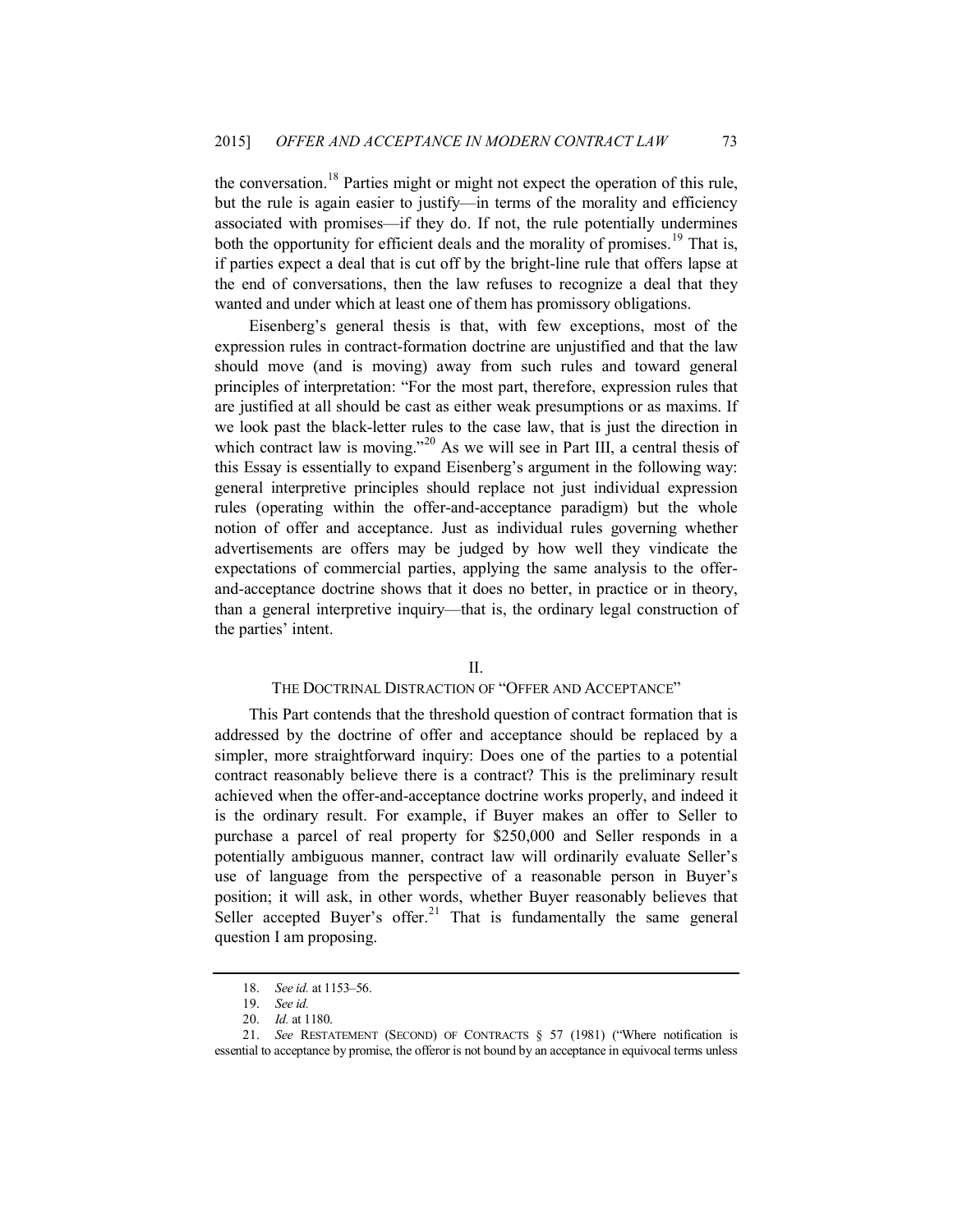the conversation.[18] Parties might or might not expect the operation of this rule, but the rule is again easier to justify—in terms of the morality and efficiency associated with promises—if they do. If not, the rule potentially undermines both the opportunity for efficient deals and the morality of promises.[19] That is, if parties expect a deal that is cut off by the bright-line rule that offers lapse at the end of conversations, then the law refuses to recognize a deal that they wanted and under which at least one of them has promissory obligations.

Eisenberg's general thesis is that, with few exceptions, most of the expression rules in contract-formation doctrine are unjustified and that the law should move (and is moving) away from such rules and toward general principles of interpretation: "For the most part, therefore, expression rules that are justified at all should be cast as either weak presumptions or as maxims. If we look past the black-letter rules to the case law, that is just the direction in which contract law is moving."[20] As we will see in Part III, a central thesis of this Essay is essentially to expand Eisenberg's argument in the following way: general interpretive principles should replace not just individual expression rules (operating within the offer-and-acceptance paradigm) but the whole notion of offer and acceptance. Just as individual rules governing whether advertisements are offers may be judged by how well they vindicate the expectations of commercial parties, applying the same analysis to the offer-and-acceptance doctrine shows that it does no better, in practice or in theory, than a general interpretive inquiry—that is, the ordinary legal construction of the parties' intent.

## II.
## THE DOCTRINAL DISTRACTION OF "OFFER AND ACCEPTANCE"

This Part contends that the threshold question of contract formation that is addressed by the doctrine of offer and acceptance should be replaced by a simpler, more straightforward inquiry: Does one of the parties to a potential contract reasonably believe there is a contract? This is the preliminary result achieved when the offer-and-acceptance doctrine works properly, and indeed it is the ordinary result. For example, if Buyer makes an offer to Seller to purchase a parcel of real property for $250,000 and Seller responds in a potentially ambiguous manner, contract law will ordinarily evaluate Seller's use of language from the perspective of a reasonable person in Buyer's position; it will ask, in other words, whether Buyer reasonably believes that Seller accepted Buyer's offer.[21] That is fundamentally the same general question I am proposing.

---

18. *See id.* at 1153–56.

19. *See id.*

20. *Id.* at 1180.

21. *See* RESTATEMENT (SECOND) OF CONTRACTS § 57 (1981) ("Where notification is essential to acceptance by promise, the offeror is not bound by an acceptance in equivocal terms unless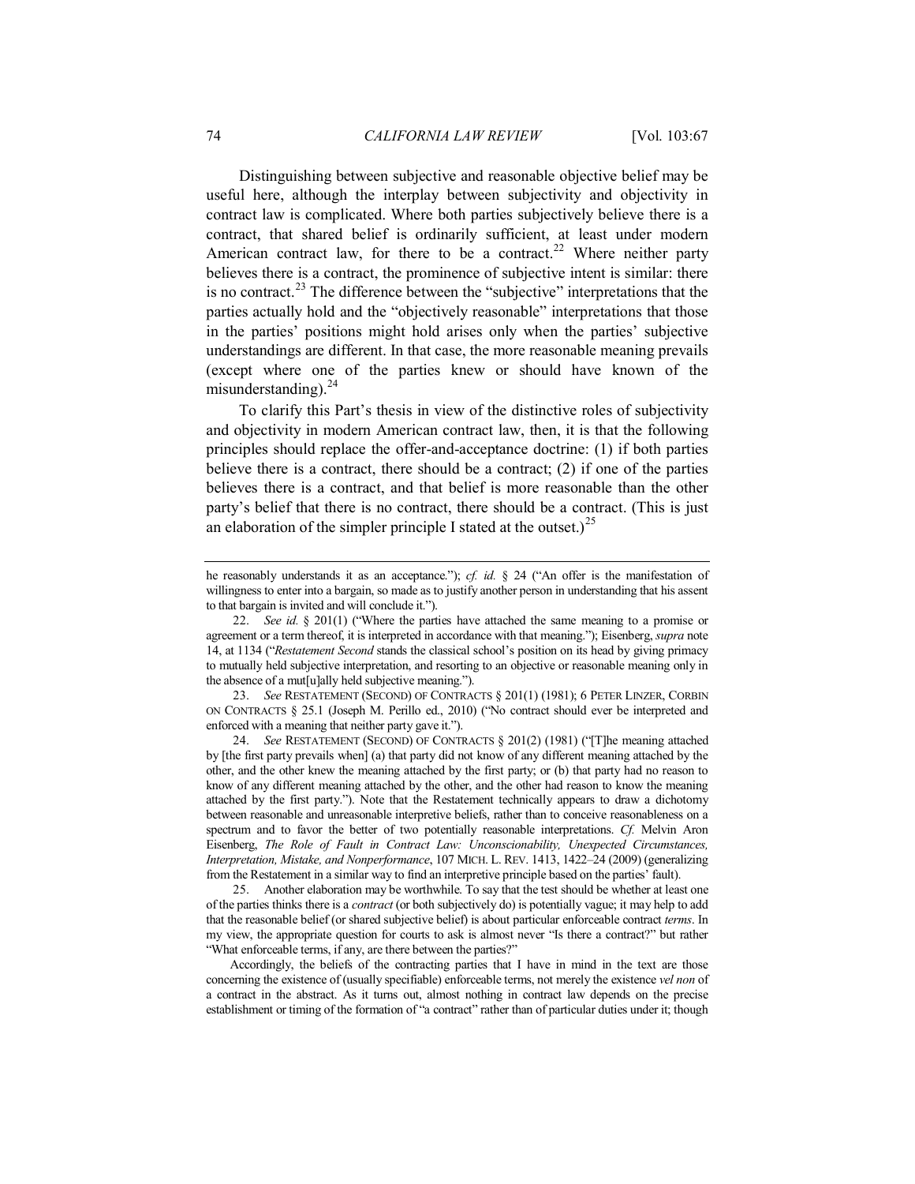Distinguishing between subjective and reasonable objective belief may be useful here, although the interplay between subjectivity and objectivity in contract law is complicated. Where both parties subjectively believe there is a contract, that shared belief is ordinarily sufficient, at least under modern American contract law, for there to be a contract.[22] Where neither party believes there is a contract, the prominence of subjective intent is similar: there is no contract.[23] The difference between the "subjective" interpretations that the parties actually hold and the "objectively reasonable" interpretations that those in the parties' positions might hold arises only when the parties' subjective understandings are different. In that case, the more reasonable meaning prevails (except where one of the parties knew or should have known of the misunderstanding).[24]

To clarify this Part's thesis in view of the distinctive roles of subjectivity and objectivity in modern American contract law, then, it is that the following principles should replace the offer-and-acceptance doctrine: (1) if both parties believe there is a contract, there should be a contract; (2) if one of the parties believes there is a contract, and that belief is more reasonable than the other party's belief that there is no contract, there should be a contract. (This is just an elaboration of the simpler principle I stated at the outset.)[25]

---

he reasonably understands it as an acceptance."); *cf. id.* § 24 ("An offer is the manifestation of willingness to enter into a bargain, so made as to justify another person in understanding that his assent to that bargain is invited and will conclude it.").

22. *See id.* § 201(1) ("Where the parties have attached the same meaning to a promise or agreement or a term thereof, it is interpreted in accordance with that meaning."); Eisenberg, *supra* note 14, at 1134 ("*Restatement Second* stands the classical school's position on its head by giving primacy to mutually held subjective interpretation, and resorting to an objective or reasonable meaning only in the absence of a mut[u]ally held subjective meaning.").

23. *See* RESTATEMENT (SECOND) OF CONTRACTS § 201(1) (1981); 6 PETER LINZER, CORBIN ON CONTRACTS § 25.1 (Joseph M. Perillo ed., 2010) ("No contract should ever be interpreted and enforced with a meaning that neither party gave it.").

24. *See* RESTATEMENT (SECOND) OF CONTRACTS § 201(2) (1981) ("[T]he meaning attached by [the first party prevails when] (a) that party did not know of any different meaning attached by the other, and the other knew the meaning attached by the first party; or (b) that party had no reason to know of any different meaning attached by the other, and the other had reason to know the meaning attached by the first party."). Note that the Restatement technically appears to draw a dichotomy between reasonable and unreasonable interpretive beliefs, rather than to conceive reasonableness on a spectrum and to favor the better of two potentially reasonable interpretations. *Cf.* Melvin Aron Eisenberg, *The Role of Fault in Contract Law: Unconscionability, Unexpected Circumstances, Interpretation, Mistake, and Nonperformance*, 107 MICH. L. REV. 1413, 1422–24 (2009) (generalizing from the Restatement in a similar way to find an interpretive principle based on the parties' fault).

25. Another elaboration may be worthwhile. To say that the test should be whether at least one of the parties thinks there is a *contract* (or both subjectively do) is potentially vague; it may help to add that the reasonable belief (or shared subjective belief) is about particular enforceable contract *terms*. In my view, the appropriate question for courts to ask is almost never "Is there a contract?" but rather "What enforceable terms, if any, are there between the parties?"

Accordingly, the beliefs of the contracting parties that I have in mind in the text are those concerning the existence of (usually specifiable) enforceable terms, not merely the existence *vel non* of a contract in the abstract. As it turns out, almost nothing in contract law depends on the precise establishment or timing of the formation of "a contract" rather than of particular duties under it; though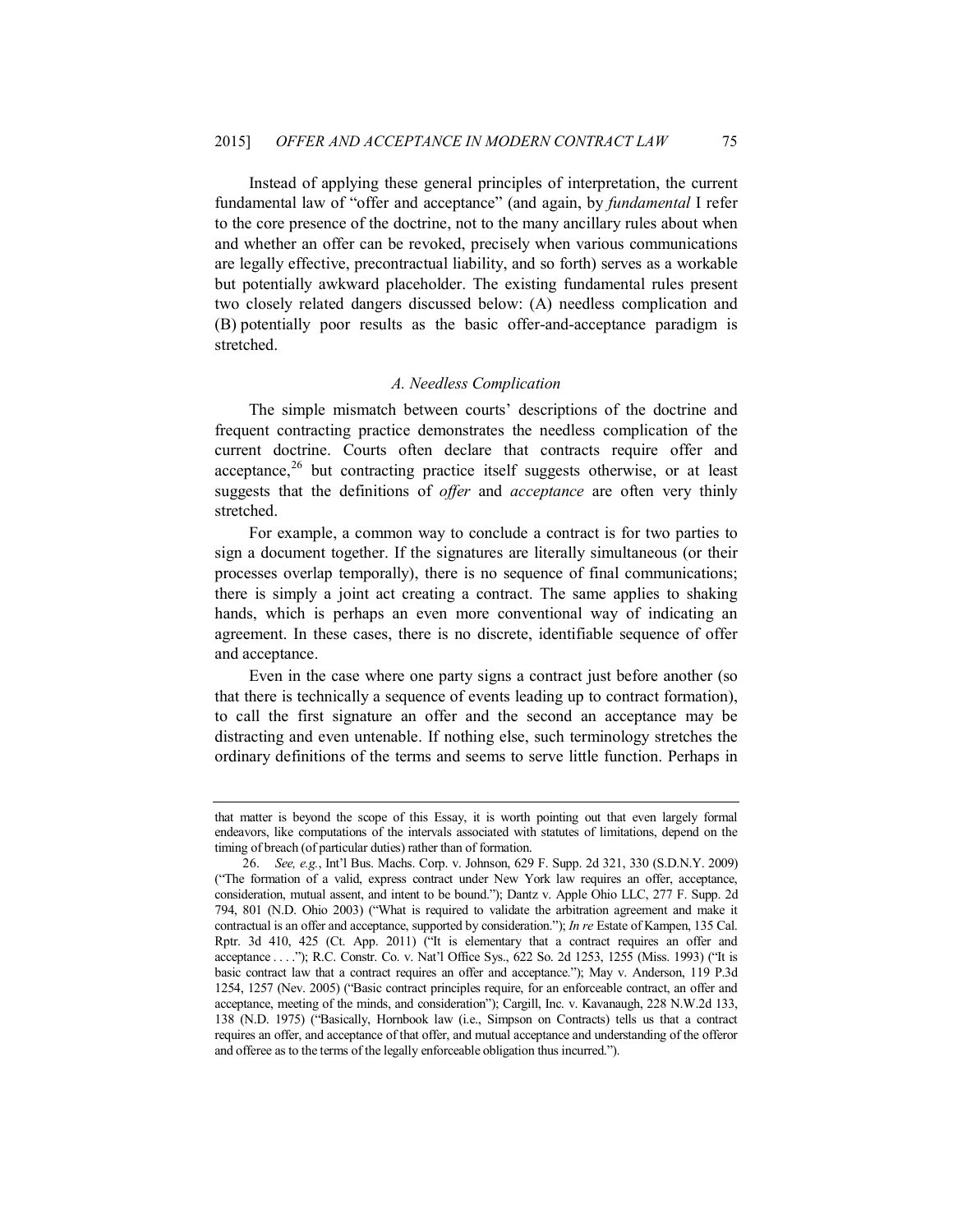Instead of applying these general principles of interpretation, the current fundamental law of "offer and acceptance" (and again, by *fundamental* I refer to the core presence of the doctrine, not to the many ancillary rules about when and whether an offer can be revoked, precisely when various communications are legally effective, precontractual liability, and so forth) serves as a workable but potentially awkward placeholder. The existing fundamental rules present two closely related dangers discussed below: (A) needless complication and (B) potentially poor results as the basic offer-and-acceptance paradigm is stretched.

### *A. Needless Complication*

The simple mismatch between courts' descriptions of the doctrine and frequent contracting practice demonstrates the needless complication of the current doctrine. Courts often declare that contracts require offer and acceptance,[26] but contracting practice itself suggests otherwise, or at least suggests that the definitions of *offer* and *acceptance* are often very thinly stretched.

For example, a common way to conclude a contract is for two parties to sign a document together. If the signatures are literally simultaneous (or their processes overlap temporally), there is no sequence of final communications; there is simply a joint act creating a contract. The same applies to shaking hands, which is perhaps an even more conventional way of indicating an agreement. In these cases, there is no discrete, identifiable sequence of offer and acceptance.

Even in the case where one party signs a contract just before another (so that there is technically a sequence of events leading up to contract formation), to call the first signature an offer and the second an acceptance may be distracting and even untenable. If nothing else, such terminology stretches the ordinary definitions of the terms and seems to serve little function. Perhaps in

---

that matter is beyond the scope of this Essay, it is worth pointing out that even largely formal endeavors, like computations of the intervals associated with statutes of limitations, depend on the timing of breach (of particular duties) rather than of formation.

26. *See, e.g.*, Int'l Bus. Machs. Corp. v. Johnson, 629 F. Supp. 2d 321, 330 (S.D.N.Y. 2009) ("The formation of a valid, express contract under New York law requires an offer, acceptance, consideration, mutual assent, and intent to be bound."); Dantz v. Apple Ohio LLC, 277 F. Supp. 2d 794, 801 (N.D. Ohio 2003) ("What is required to validate the arbitration agreement and make it contractual is an offer and acceptance, supported by consideration."); *In re* Estate of Kampen, 135 Cal. Rptr. 3d 410, 425 (Ct. App. 2011) ("It is elementary that a contract requires an offer and acceptance . . . ."); R.C. Constr. Co. v. Nat'l Office Sys., 622 So. 2d 1253, 1255 (Miss. 1993) ("It is basic contract law that a contract requires an offer and acceptance."); May v. Anderson, 119 P.3d 1254, 1257 (Nev. 2005) ("Basic contract principles require, for an enforceable contract, an offer and acceptance, meeting of the minds, and consideration"); Cargill, Inc. v. Kavanaugh, 228 N.W.2d 133, 138 (N.D. 1975) ("Basically, Hornbook law (i.e., Simpson on Contracts) tells us that a contract requires an offer, and acceptance of that offer, and mutual acceptance and understanding of the offeror and offeree as to the terms of the legally enforceable obligation thus incurred.").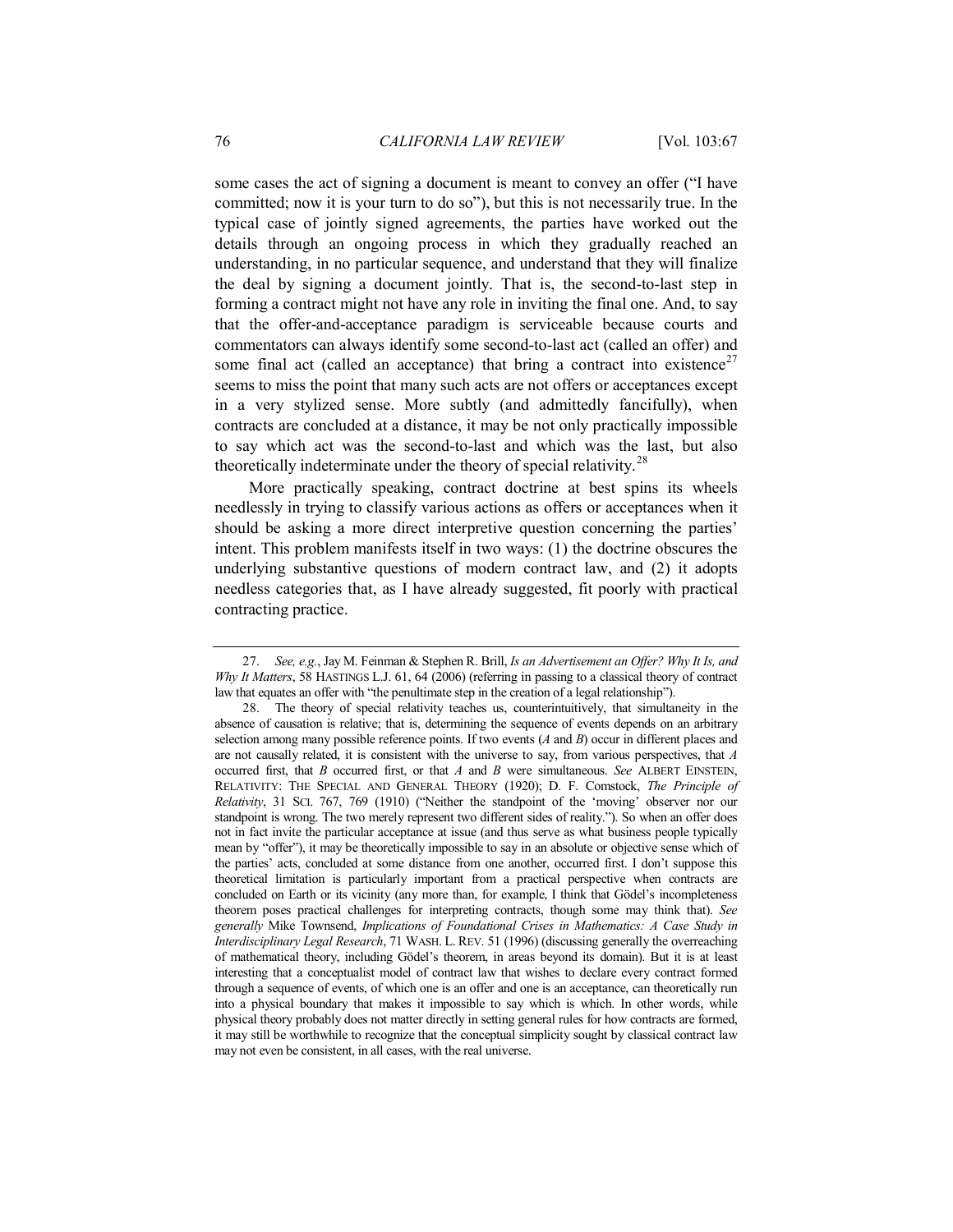some cases the act of signing a document is meant to convey an offer ("I have committed; now it is your turn to do so"), but this is not necessarily true. In the typical case of jointly signed agreements, the parties have worked out the details through an ongoing process in which they gradually reached an understanding, in no particular sequence, and understand that they will finalize the deal by signing a document jointly. That is, the second-to-last step in forming a contract might not have any role in inviting the final one. And, to say that the offer-and-acceptance paradigm is serviceable because courts and commentators can always identify some second-to-last act (called an offer) and some final act (called an acceptance) that bring a contract into existence[27] seems to miss the point that many such acts are not offers or acceptances except in a very stylized sense. More subtly (and admittedly fancifully), when contracts are concluded at a distance, it may be not only practically impossible to say which act was the second-to-last and which was the last, but also theoretically indeterminate under the theory of special relativity.[28]

More practically speaking, contract doctrine at best spins its wheels needlessly in trying to classify various actions as offers or acceptances when it should be asking a more direct interpretive question concerning the parties' intent. This problem manifests itself in two ways: (1) the doctrine obscures the underlying substantive questions of modern contract law, and (2) it adopts needless categories that, as I have already suggested, fit poorly with practical contracting practice.

---

27. *See, e.g.*, Jay M. Feinman & Stephen R. Brill, *Is an Advertisement an Offer? Why It Is, and Why It Matters*, 58 HASTINGS L.J. 61, 64 (2006) (referring in passing to a classical theory of contract law that equates an offer with "the penultimate step in the creation of a legal relationship").

28. The theory of special relativity teaches us, counterintuitively, that simultaneity in the absence of causation is relative; that is, determining the sequence of events depends on an arbitrary selection among many possible reference points. If two events (*A* and *B*) occur in different places and are not causally related, it is consistent with the universe to say, from various perspectives, that *A* occurred first, that *B* occurred first, or that *A* and *B* were simultaneous. *See* ALBERT EINSTEIN, RELATIVITY: THE SPECIAL AND GENERAL THEORY (1920); D. F. Comstock, *The Principle of Relativity*, 31 SCI. 767, 769 (1910) ("Neither the standpoint of the 'moving' observer nor our standpoint is wrong. The two merely represent two different sides of reality."). So when an offer does not in fact invite the particular acceptance at issue (and thus serve as what business people typically mean by "offer"), it may be theoretically impossible to say in an absolute or objective sense which of the parties' acts, concluded at some distance from one another, occurred first. I don't suppose this theoretical limitation is particularly important from a practical perspective when contracts are concluded on Earth or its vicinity (any more than, for example, I think that Gödel's incompleteness theorem poses practical challenges for interpreting contracts, though some may think that). *See generally* Mike Townsend, *Implications of Foundational Crises in Mathematics: A Case Study in Interdisciplinary Legal Research*, 71 WASH. L. REV. 51 (1996) (discussing generally the overreaching of mathematical theory, including Gödel's theorem, in areas beyond its domain). But it is at least interesting that a conceptualist model of contract law that wishes to declare every contract formed through a sequence of events, of which one is an offer and one is an acceptance, can theoretically run into a physical boundary that makes it impossible to say which is which. In other words, while physical theory probably does not matter directly in setting general rules for how contracts are formed, it may still be worthwhile to recognize that the conceptual simplicity sought by classical contract law may not even be consistent, in all cases, with the real universe.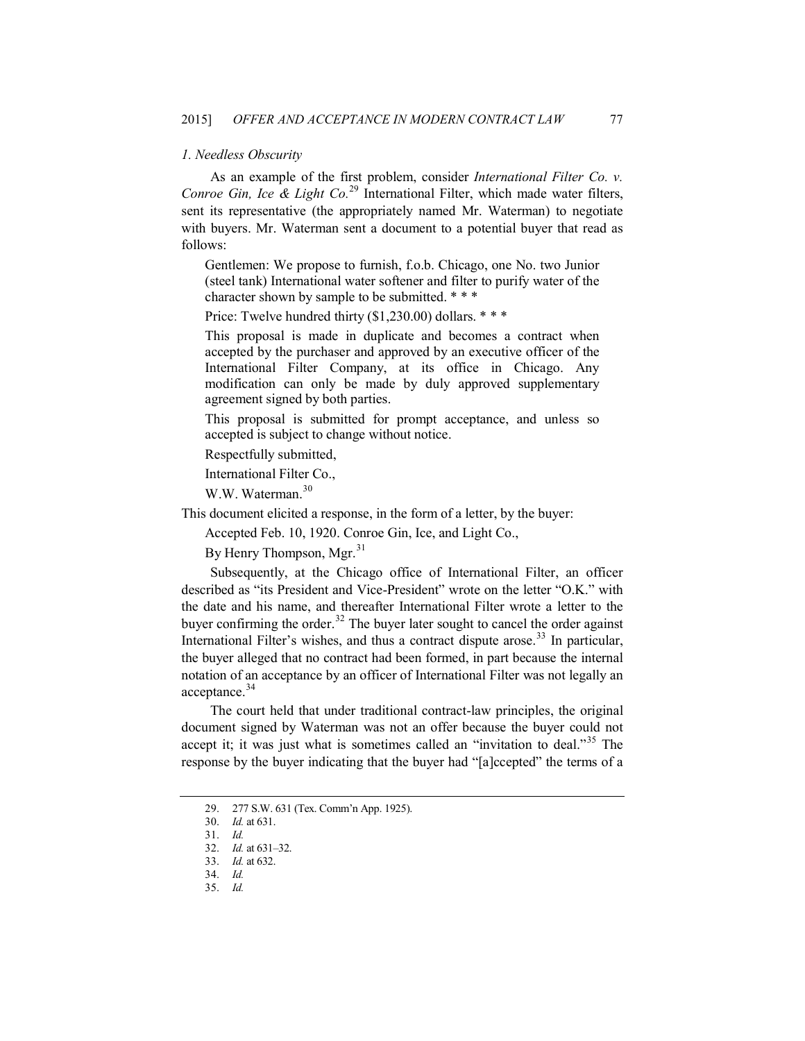*1. Needless Obscurity*

As an example of the first problem, consider *International Filter Co. v. Conroe Gin, Ice & Light Co.*[29] International Filter, which made water filters, sent its representative (the appropriately named Mr. Waterman) to negotiate with buyers. Mr. Waterman sent a document to a potential buyer that read as follows:

> Gentlemen: We propose to furnish, f.o.b. Chicago, one No. two Junior (steel tank) International water softener and filter to purify water of the character shown by sample to be submitted. * * *
>
> Price: Twelve hundred thirty ($1,230.00) dollars. * * *
>
> This proposal is made in duplicate and becomes a contract when accepted by the purchaser and approved by an executive officer of the International Filter Company, at its office in Chicago. Any modification can only be made by duly approved supplementary agreement signed by both parties.
>
> This proposal is submitted for prompt acceptance, and unless so accepted is subject to change without notice.
>
> Respectfully submitted,
>
> International Filter Co.,
>
> W.W. Waterman.[30]

This document elicited a response, in the form of a letter, by the buyer:

> Accepted Feb. 10, 1920. Conroe Gin, Ice, and Light Co.,
>
> By Henry Thompson, Mgr.[31]

Subsequently, at the Chicago office of International Filter, an officer described as "its President and Vice-President" wrote on the letter "O.K." with the date and his name, and thereafter International Filter wrote a letter to the buyer confirming the order.[32] The buyer later sought to cancel the order against International Filter's wishes, and thus a contract dispute arose.[33] In particular, the buyer alleged that no contract had been formed, in part because the internal notation of an acceptance by an officer of International Filter was not legally an acceptance.[34]

The court held that under traditional contract-law principles, the original document signed by Waterman was not an offer because the buyer could not accept it; it was just what is sometimes called an "invitation to deal."[35] The response by the buyer indicating that the buyer had "[a]ccepted" the terms of a

---

29. 277 S.W. 631 (Tex. Comm'n App. 1925).

30. *Id.* at 631.

31. *Id.*

32. *Id.* at 631–32.

33. *Id.* at 632.

34. *Id.*

35. *Id.*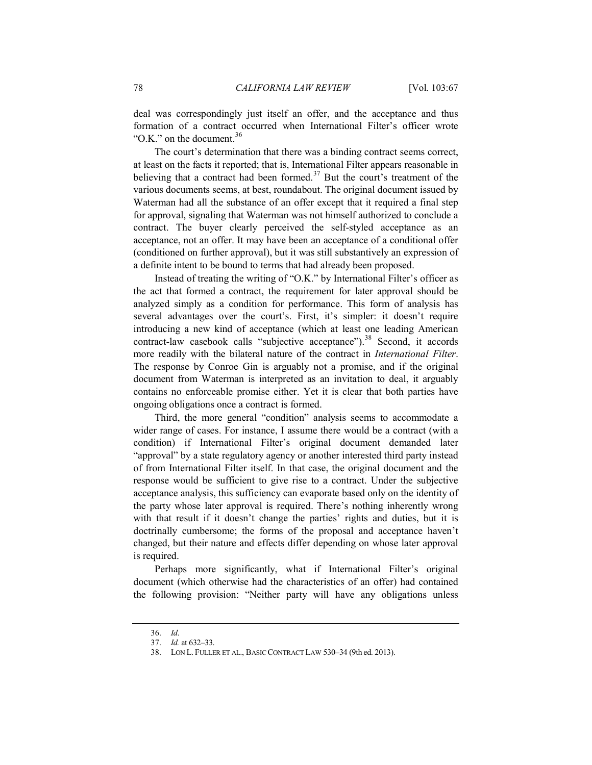deal was correspondingly just itself an offer, and the acceptance and thus formation of a contract occurred when International Filter's officer wrote "O.K." on the document.[36]

The court's determination that there was a binding contract seems correct, at least on the facts it reported; that is, International Filter appears reasonable in believing that a contract had been formed.[37] But the court's treatment of the various documents seems, at best, roundabout. The original document issued by Waterman had all the substance of an offer except that it required a final step for approval, signaling that Waterman was not himself authorized to conclude a contract. The buyer clearly perceived the self-styled acceptance as an acceptance, not an offer. It may have been an acceptance of a conditional offer (conditioned on further approval), but it was still substantively an expression of a definite intent to be bound to terms that had already been proposed.

Instead of treating the writing of "O.K." by International Filter's officer as the act that formed a contract, the requirement for later approval should be analyzed simply as a condition for performance. This form of analysis has several advantages over the court's. First, it's simpler: it doesn't require introducing a new kind of acceptance (which at least one leading American contract-law casebook calls "subjective acceptance").[38] Second, it accords more readily with the bilateral nature of the contract in *International Filter*. The response by Conroe Gin is arguably not a promise, and if the original document from Waterman is interpreted as an invitation to deal, it arguably contains no enforceable promise either. Yet it is clear that both parties have ongoing obligations once a contract is formed.

Third, the more general "condition" analysis seems to accommodate a wider range of cases. For instance, I assume there would be a contract (with a condition) if International Filter's original document demanded later "approval" by a state regulatory agency or another interested third party instead of from International Filter itself. In that case, the original document and the response would be sufficient to give rise to a contract. Under the subjective acceptance analysis, this sufficiency can evaporate based only on the identity of the party whose later approval is required. There's nothing inherently wrong with that result if it doesn't change the parties' rights and duties, but it is doctrinally cumbersome; the forms of the proposal and acceptance haven't changed, but their nature and effects differ depending on whose later approval is required.

Perhaps more significantly, what if International Filter's original document (which otherwise had the characteristics of an offer) had contained the following provision: "Neither party will have any obligations unless

---

36. *Id.*

37. *Id.* at 632–33.

38. LON L. FULLER ET AL., BASIC CONTRACT LAW 530–34 (9th ed. 2013).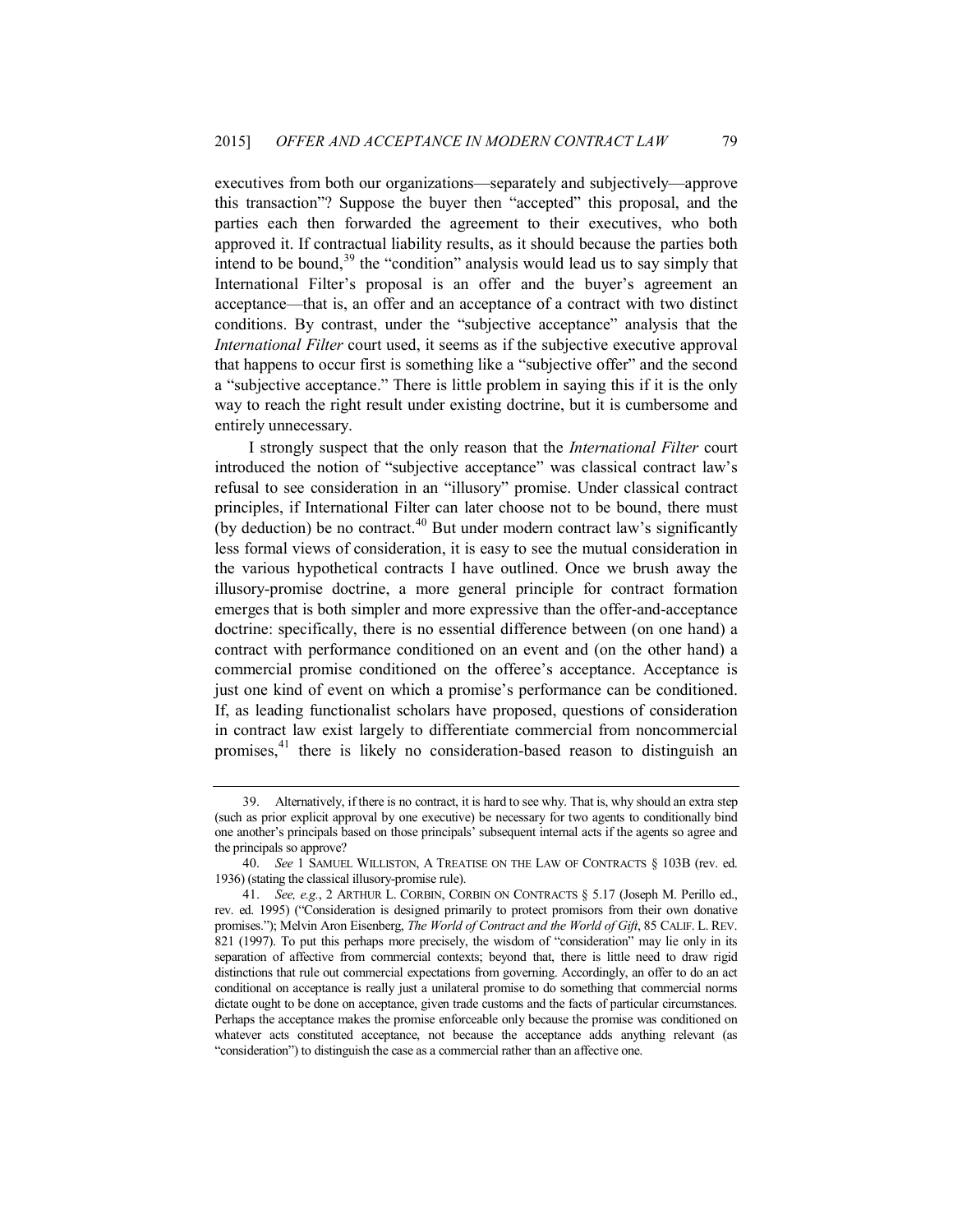executives from both our organizations—separately and subjectively—approve this transaction"? Suppose the buyer then "accepted" this proposal, and the parties each then forwarded the agreement to their executives, who both approved it. If contractual liability results, as it should because the parties both intend to be bound,[39] the "condition" analysis would lead us to say simply that International Filter's proposal is an offer and the buyer's agreement an acceptance—that is, an offer and an acceptance of a contract with two distinct conditions. By contrast, under the "subjective acceptance" analysis that the *International Filter* court used, it seems as if the subjective executive approval that happens to occur first is something like a "subjective offer" and the second a "subjective acceptance." There is little problem in saying this if it is the only way to reach the right result under existing doctrine, but it is cumbersome and entirely unnecessary.

I strongly suspect that the only reason that the *International Filter* court introduced the notion of "subjective acceptance" was classical contract law's refusal to see consideration in an "illusory" promise. Under classical contract principles, if International Filter can later choose not to be bound, there must (by deduction) be no contract.[40] But under modern contract law's significantly less formal views of consideration, it is easy to see the mutual consideration in the various hypothetical contracts I have outlined. Once we brush away the illusory-promise doctrine, a more general principle for contract formation emerges that is both simpler and more expressive than the offer-and-acceptance doctrine: specifically, there is no essential difference between (on one hand) a contract with performance conditioned on an event and (on the other hand) a commercial promise conditioned on the offeree's acceptance. Acceptance is just one kind of event on which a promise's performance can be conditioned. If, as leading functionalist scholars have proposed, questions of consideration in contract law exist largely to differentiate commercial from noncommercial promises,[41] there is likely no consideration-based reason to distinguish an

---

39. Alternatively, if there is no contract, it is hard to see why. That is, why should an extra step (such as prior explicit approval by one executive) be necessary for two agents to conditionally bind one another's principals based on those principals' subsequent internal acts if the agents so agree and the principals so approve?

40. *See* 1 SAMUEL WILLISTON, A TREATISE ON THE LAW OF CONTRACTS § 103B (rev. ed. 1936) (stating the classical illusory-promise rule).

41. *See, e.g.*, 2 ARTHUR L. CORBIN, CORBIN ON CONTRACTS § 5.17 (Joseph M. Perillo ed., rev. ed. 1995) ("Consideration is designed primarily to protect promisors from their own donative promises."); Melvin Aron Eisenberg, *The World of Contract and the World of Gift*, 85 CALIF. L. REV. 821 (1997). To put this perhaps more precisely, the wisdom of "consideration" may lie only in its separation of affective from commercial contexts; beyond that, there is little need to draw rigid distinctions that rule out commercial expectations from governing. Accordingly, an offer to do an act conditional on acceptance is really just a unilateral promise to do something that commercial norms dictate ought to be done on acceptance, given trade customs and the facts of particular circumstances. Perhaps the acceptance makes the promise enforceable only because the promise was conditioned on whatever acts constituted acceptance, not because the acceptance adds anything relevant (as "consideration") to distinguish the case as a commercial rather than an affective one.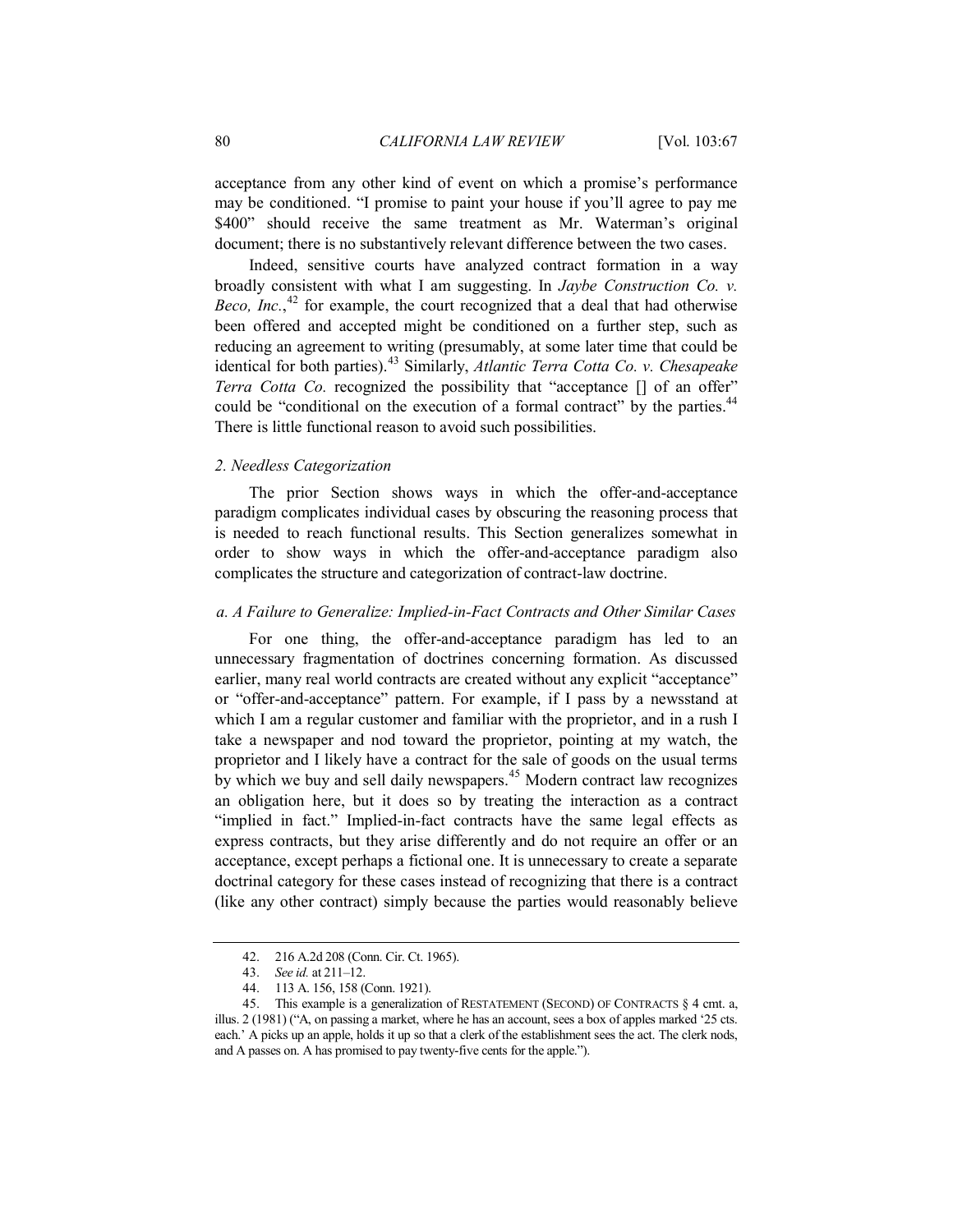acceptance from any other kind of event on which a promise's performance may be conditioned. "I promise to paint your house if you'll agree to pay me $400" should receive the same treatment as Mr. Waterman's original document; there is no substantively relevant difference between the two cases.

Indeed, sensitive courts have analyzed contract formation in a way broadly consistent with what I am suggesting. In *Jaybe Construction Co. v. Beco, Inc.*,[42] for example, the court recognized that a deal that had otherwise been offered and accepted might be conditioned on a further step, such as reducing an agreement to writing (presumably, at some later time that could be identical for both parties).[43] Similarly, *Atlantic Terra Cotta Co. v. Chesapeake Terra Cotta Co.* recognized the possibility that "acceptance [] of an offer" could be "conditional on the execution of a formal contract" by the parties.[44] There is little functional reason to avoid such possibilities.

### *2. Needless Categorization*

The prior Section shows ways in which the offer-and-acceptance paradigm complicates individual cases by obscuring the reasoning process that is needed to reach functional results. This Section generalizes somewhat in order to show ways in which the offer-and-acceptance paradigm also complicates the structure and categorization of contract-law doctrine.

#### *a. A Failure to Generalize: Implied-in-Fact Contracts and Other Similar Cases*

For one thing, the offer-and-acceptance paradigm has led to an unnecessary fragmentation of doctrines concerning formation. As discussed earlier, many real world contracts are created without any explicit "acceptance" or "offer-and-acceptance" pattern. For example, if I pass by a newsstand at which I am a regular customer and familiar with the proprietor, and in a rush I take a newspaper and nod toward the proprietor, pointing at my watch, the proprietor and I likely have a contract for the sale of goods on the usual terms by which we buy and sell daily newspapers.[45] Modern contract law recognizes an obligation here, but it does so by treating the interaction as a contract "implied in fact." Implied-in-fact contracts have the same legal effects as express contracts, but they arise differently and do not require an offer or an acceptance, except perhaps a fictional one. It is unnecessary to create a separate doctrinal category for these cases instead of recognizing that there is a contract (like any other contract) simply because the parties would reasonably believe

---

42. 216 A.2d 208 (Conn. Cir. Ct. 1965).

43. *See id.* at 211–12.

44. 113 A. 156, 158 (Conn. 1921).

45. This example is a generalization of RESTATEMENT (SECOND) OF CONTRACTS § 4 cmt. a, illus. 2 (1981) ("A, on passing a market, where he has an account, sees a box of apples marked '25 cts. each.' A picks up an apple, holds it up so that a clerk of the establishment sees the act. The clerk nods, and A passes on. A has promised to pay twenty-five cents for the apple.").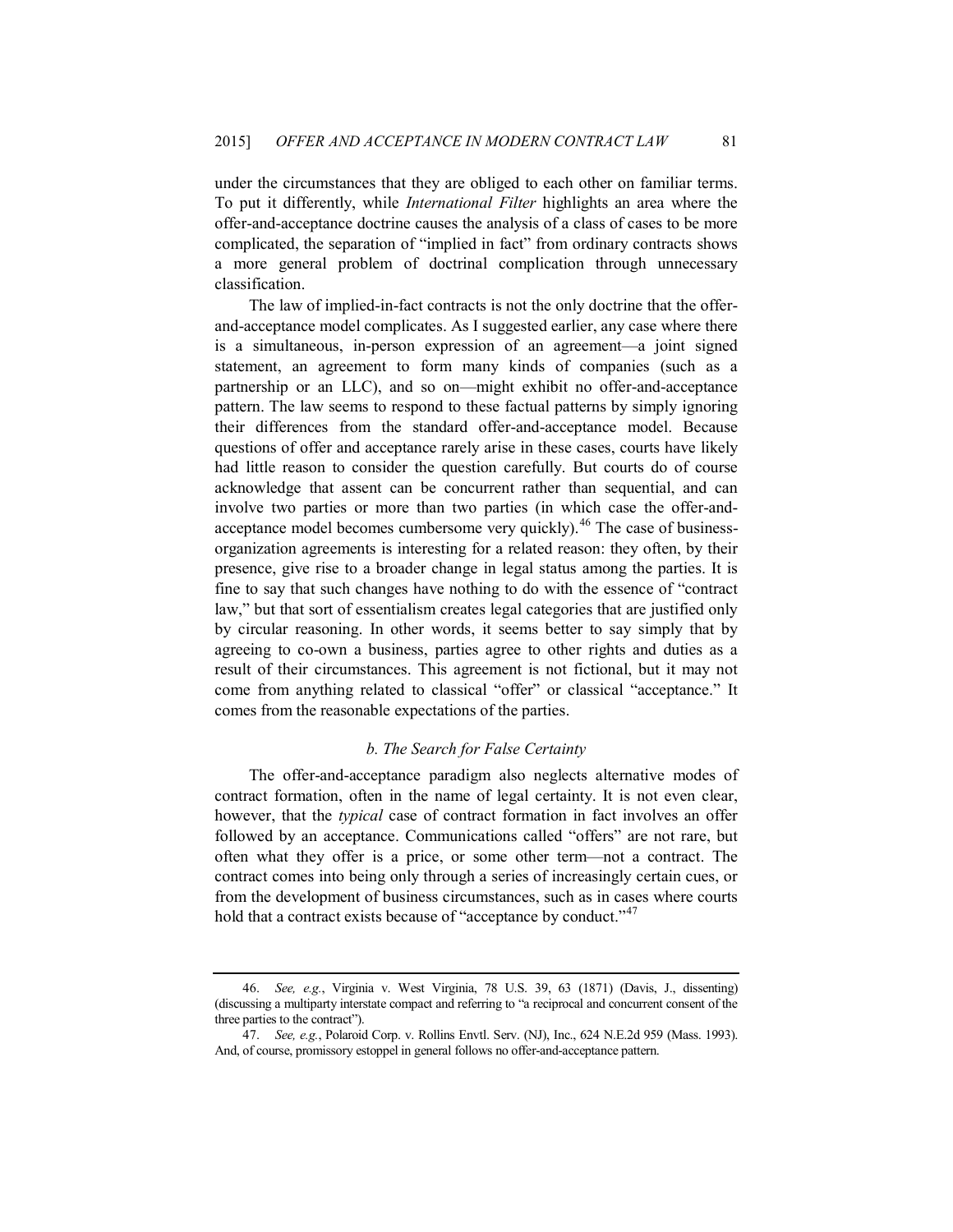under the circumstances that they are obliged to each other on familiar terms. To put it differently, while *International Filter* highlights an area where the offer-and-acceptance doctrine causes the analysis of a class of cases to be more complicated, the separation of "implied in fact" from ordinary contracts shows a more general problem of doctrinal complication through unnecessary classification.

The law of implied-in-fact contracts is not the only doctrine that the offer-and-acceptance model complicates. As I suggested earlier, any case where there is a simultaneous, in-person expression of an agreement—a joint signed statement, an agreement to form many kinds of companies (such as a partnership or an LLC), and so on—might exhibit no offer-and-acceptance pattern. The law seems to respond to these factual patterns by simply ignoring their differences from the standard offer-and-acceptance model. Because questions of offer and acceptance rarely arise in these cases, courts have likely had little reason to consider the question carefully. But courts do of course acknowledge that assent can be concurrent rather than sequential, and can involve two parties or more than two parties (in which case the offer-and-acceptance model becomes cumbersome very quickly).[46] The case of business-organization agreements is interesting for a related reason: they often, by their presence, give rise to a broader change in legal status among the parties. It is fine to say that such changes have nothing to do with the essence of "contract law," but that sort of essentialism creates legal categories that are justified only by circular reasoning. In other words, it seems better to say simply that by agreeing to co-own a business, parties agree to other rights and duties as a result of their circumstances. This agreement is not fictional, but it may not come from anything related to classical "offer" or classical "acceptance." It comes from the reasonable expectations of the parties.

### *b. The Search for False Certainty*

The offer-and-acceptance paradigm also neglects alternative modes of contract formation, often in the name of legal certainty. It is not even clear, however, that the *typical* case of contract formation in fact involves an offer followed by an acceptance. Communications called "offers" are not rare, but often what they offer is a price, or some other term—not a contract. The contract comes into being only through a series of increasingly certain cues, or from the development of business circumstances, such as in cases where courts hold that a contract exists because of "acceptance by conduct."[47]

---

46. *See, e.g.*, Virginia v. West Virginia, 78 U.S. 39, 63 (1871) (Davis, J., dissenting) (discussing a multiparty interstate compact and referring to "a reciprocal and concurrent consent of the three parties to the contract").

47. *See, e.g.*, Polaroid Corp. v. Rollins Envtl. Serv. (NJ), Inc., 624 N.E.2d 959 (Mass. 1993). And, of course, promissory estoppel in general follows no offer-and-acceptance pattern.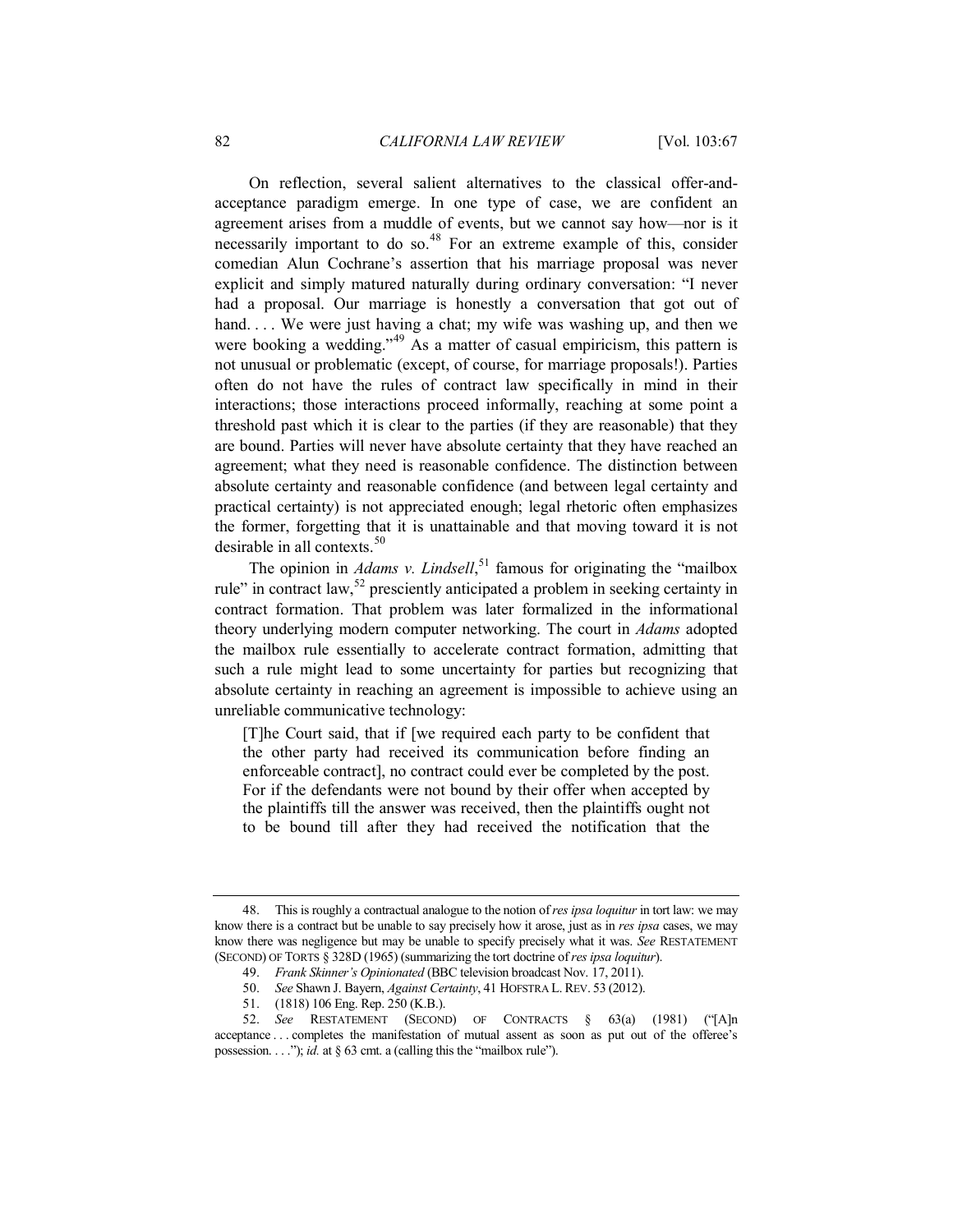On reflection, several salient alternatives to the classical offer-and-acceptance paradigm emerge. In one type of case, we are confident an agreement arises from a muddle of events, but we cannot say how—nor is it necessarily important to do so.[48] For an extreme example of this, consider comedian Alun Cochrane's assertion that his marriage proposal was never explicit and simply matured naturally during ordinary conversation: "I never had a proposal. Our marriage is honestly a conversation that got out of hand. . . . We were just having a chat; my wife was washing up, and then we were booking a wedding."[49] As a matter of casual empiricism, this pattern is not unusual or problematic (except, of course, for marriage proposals!). Parties often do not have the rules of contract law specifically in mind in their interactions; those interactions proceed informally, reaching at some point a threshold past which it is clear to the parties (if they are reasonable) that they are bound. Parties will never have absolute certainty that they have reached an agreement; what they need is reasonable confidence. The distinction between absolute certainty and reasonable confidence (and between legal certainty and practical certainty) is not appreciated enough; legal rhetoric often emphasizes the former, forgetting that it is unattainable and that moving toward it is not desirable in all contexts.[50]

The opinion in *Adams v. Lindsell*,[51] famous for originating the "mailbox rule" in contract law,[52] presciently anticipated a problem in seeking certainty in contract formation. That problem was later formalized in the informational theory underlying modern computer networking. The court in *Adams* adopted the mailbox rule essentially to accelerate contract formation, admitting that such a rule might lead to some uncertainty for parties but recognizing that absolute certainty in reaching an agreement is impossible to achieve using an unreliable communicative technology:

> [T]he Court said, that if [we required each party to be confident that the other party had received its communication before finding an enforceable contract], no contract could ever be completed by the post. For if the defendants were not bound by their offer when accepted by the plaintiffs till the answer was received, then the plaintiffs ought not to be bound till after they had received the notification that the

---

48. This is roughly a contractual analogue to the notion of *res ipsa loquitur* in tort law: we may know there is a contract but be unable to say precisely how it arose, just as in *res ipsa* cases, we may know there was negligence but may be unable to specify precisely what it was. *See* RESTATEMENT (SECOND) OF TORTS § 328D (1965) (summarizing the tort doctrine of *res ipsa loquitur*).

49. *Frank Skinner's Opinionated* (BBC television broadcast Nov. 17, 2011).

50. *See* Shawn J. Bayern, *Against Certainty*, 41 HOFSTRA L. REV. 53 (2012).

51. (1818) 106 Eng. Rep. 250 (K.B.).

52. *See* RESTATEMENT (SECOND) OF CONTRACTS § 63(a) (1981) ("[A]n acceptance . . . completes the manifestation of mutual assent as soon as put out of the offeree's possession. . . ."); *id.* at § 63 cmt. a (calling this the "mailbox rule").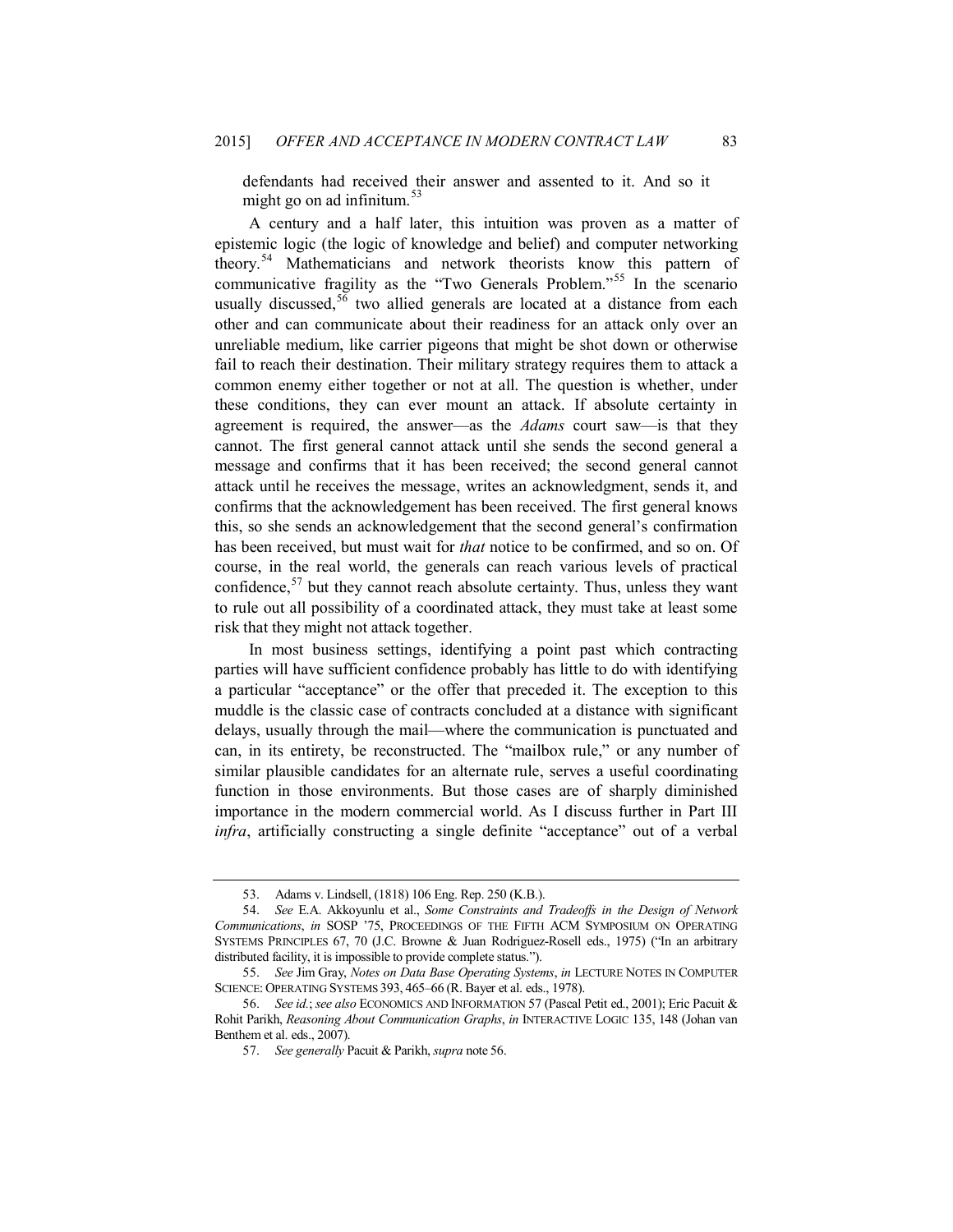defendants had received their answer and assented to it. And so it might go on ad infinitum.[53]

A century and a half later, this intuition was proven as a matter of epistemic logic (the logic of knowledge and belief) and computer networking theory.[54] Mathematicians and network theorists know this pattern of communicative fragility as the "Two Generals Problem."[55] In the scenario usually discussed,[56] two allied generals are located at a distance from each other and can communicate about their readiness for an attack only over an unreliable medium, like carrier pigeons that might be shot down or otherwise fail to reach their destination. Their military strategy requires them to attack a common enemy either together or not at all. The question is whether, under these conditions, they can ever mount an attack. If absolute certainty in agreement is required, the answer—as the *Adams* court saw—is that they cannot. The first general cannot attack until she sends the second general a message and confirms that it has been received; the second general cannot attack until he receives the message, writes an acknowledgment, sends it, and confirms that the acknowledgement has been received. The first general knows this, so she sends an acknowledgement that the second general's confirmation has been received, but must wait for *that* notice to be confirmed, and so on. Of course, in the real world, the generals can reach various levels of practical confidence,[57] but they cannot reach absolute certainty. Thus, unless they want to rule out all possibility of a coordinated attack, they must take at least some risk that they might not attack together.

In most business settings, identifying a point past which contracting parties will have sufficient confidence probably has little to do with identifying a particular "acceptance" or the offer that preceded it. The exception to this muddle is the classic case of contracts concluded at a distance with significant delays, usually through the mail—where the communication is punctuated and can, in its entirety, be reconstructed. The "mailbox rule," or any number of similar plausible candidates for an alternate rule, serves a useful coordinating function in those environments. But those cases are of sharply diminished importance in the modern commercial world. As I discuss further in Part III *infra*, artificially constructing a single definite "acceptance" out of a verbal

---

53. Adams v. Lindsell, (1818) 106 Eng. Rep. 250 (K.B.).

54. *See* E.A. Akkoyunlu et al., *Some Constraints and Tradeoffs in the Design of Network Communications*, *in* SOSP '75, PROCEEDINGS OF THE FIFTH ACM SYMPOSIUM ON OPERATING SYSTEMS PRINCIPLES 67, 70 (J.C. Browne & Juan Rodriguez-Rosell eds., 1975) ("In an arbitrary distributed facility, it is impossible to provide complete status.").

55. *See* Jim Gray, *Notes on Data Base Operating Systems*, *in* LECTURE NOTES IN COMPUTER SCIENCE: OPERATING SYSTEMS 393, 465–66 (R. Bayer et al. eds., 1978).

56. *See id.*; *see also* ECONOMICS AND INFORMATION 57 (Pascal Petit ed., 2001); Eric Pacuit & Rohit Parikh, *Reasoning About Communication Graphs*, *in* INTERACTIVE LOGIC 135, 148 (Johan van Benthem et al. eds., 2007).

57. *See generally* Pacuit & Parikh, *supra* note 56.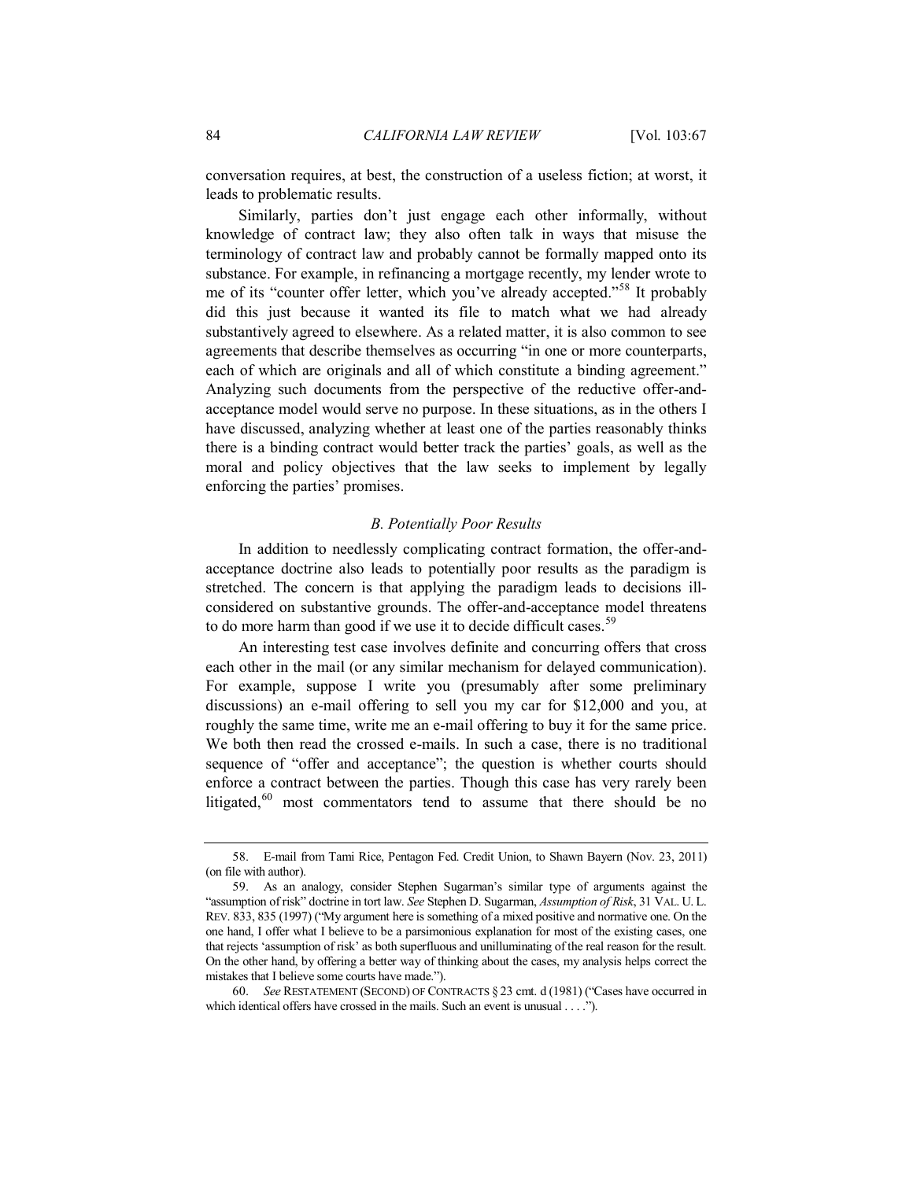conversation requires, at best, the construction of a useless fiction; at worst, it leads to problematic results.

Similarly, parties don't just engage each other informally, without knowledge of contract law; they also often talk in ways that misuse the terminology of contract law and probably cannot be formally mapped onto its substance. For example, in refinancing a mortgage recently, my lender wrote to me of its "counter offer letter, which you've already accepted."[58] It probably did this just because it wanted its file to match what we had already substantively agreed to elsewhere. As a related matter, it is also common to see agreements that describe themselves as occurring "in one or more counterparts, each of which are originals and all of which constitute a binding agreement." Analyzing such documents from the perspective of the reductive offer-and-acceptance model would serve no purpose. In these situations, as in the others I have discussed, analyzing whether at least one of the parties reasonably thinks there is a binding contract would better track the parties' goals, as well as the moral and policy objectives that the law seeks to implement by legally enforcing the parties' promises.

### *B. Potentially Poor Results*

In addition to needlessly complicating contract formation, the offer-and-acceptance doctrine also leads to potentially poor results as the paradigm is stretched. The concern is that applying the paradigm leads to decisions ill-considered on substantive grounds. The offer-and-acceptance model threatens to do more harm than good if we use it to decide difficult cases.[59]

An interesting test case involves definite and concurring offers that cross each other in the mail (or any similar mechanism for delayed communication). For example, suppose I write you (presumably after some preliminary discussions) an e-mail offering to sell you my car for $12,000 and you, at roughly the same time, write me an e-mail offering to buy it for the same price. We both then read the crossed e-mails. In such a case, there is no traditional sequence of "offer and acceptance"; the question is whether courts should enforce a contract between the parties. Though this case has very rarely been litigated,[60] most commentators tend to assume that there should be no

---

58. E-mail from Tami Rice, Pentagon Fed. Credit Union, to Shawn Bayern (Nov. 23, 2011) (on file with author).

59. As an analogy, consider Stephen Sugarman's similar type of arguments against the "assumption of risk" doctrine in tort law. *See* Stephen D. Sugarman, *Assumption of Risk*, 31 VAL. U. L. REV. 833, 835 (1997) ("My argument here is something of a mixed positive and normative one. On the one hand, I offer what I believe to be a parsimonious explanation for most of the existing cases, one that rejects 'assumption of risk' as both superfluous and unilluminating of the real reason for the result. On the other hand, by offering a better way of thinking about the cases, my analysis helps correct the mistakes that I believe some courts have made.").

60. *See* RESTATEMENT (SECOND) OF CONTRACTS § 23 cmt. d (1981) ("Cases have occurred in which identical offers have crossed in the mails. Such an event is unusual . . . .").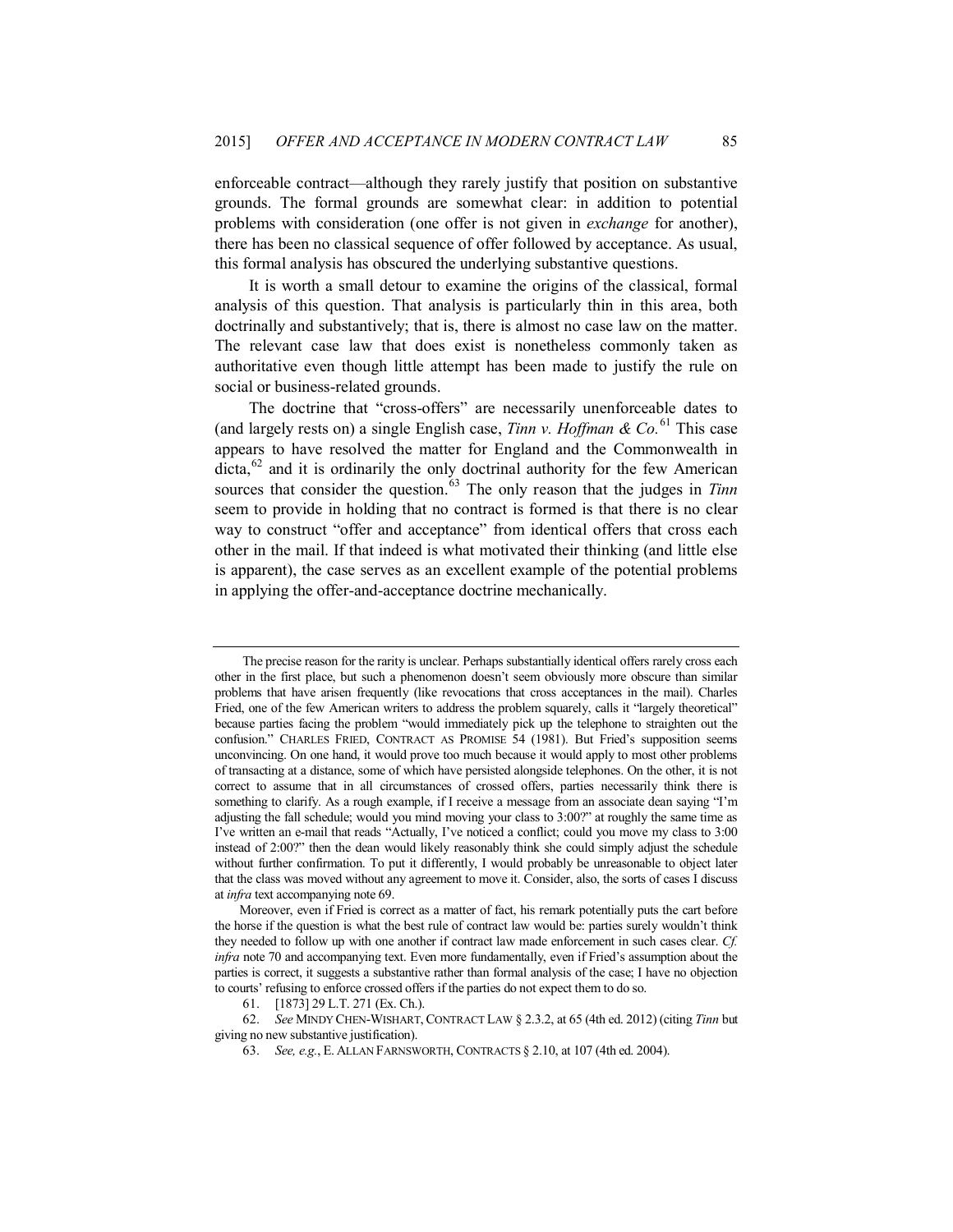enforceable contract—although they rarely justify that position on substantive grounds. The formal grounds are somewhat clear: in addition to potential problems with consideration (one offer is not given in *exchange* for another), there has been no classical sequence of offer followed by acceptance. As usual, this formal analysis has obscured the underlying substantive questions.

It is worth a small detour to examine the origins of the classical, formal analysis of this question. That analysis is particularly thin in this area, both doctrinally and substantively; that is, there is almost no case law on the matter. The relevant case law that does exist is nonetheless commonly taken as authoritative even though little attempt has been made to justify the rule on social or business-related grounds.

The doctrine that "cross-offers" are necessarily unenforceable dates to (and largely rests on) a single English case, *Tinn v. Hoffman & Co.*[61] This case appears to have resolved the matter for England and the Commonwealth in dicta,[62] and it is ordinarily the only doctrinal authority for the few American sources that consider the question.[63] The only reason that the judges in *Tinn* seem to provide in holding that no contract is formed is that there is no clear way to construct "offer and acceptance" from identical offers that cross each other in the mail. If that indeed is what motivated their thinking (and little else is apparent), the case serves as an excellent example of the potential problems in applying the offer-and-acceptance doctrine mechanically.

---

The precise reason for the rarity is unclear. Perhaps substantially identical offers rarely cross each other in the first place, but such a phenomenon doesn't seem obviously more obscure than similar problems that have arisen frequently (like revocations that cross acceptances in the mail). Charles Fried, one of the few American writers to address the problem squarely, calls it "largely theoretical" because parties facing the problem "would immediately pick up the telephone to straighten out the confusion." CHARLES FRIED, CONTRACT AS PROMISE 54 (1981). But Fried's supposition seems unconvincing. On one hand, it would prove too much because it would apply to most other problems of transacting at a distance, some of which have persisted alongside telephones. On the other, it is not correct to assume that in all circumstances of crossed offers, parties necessarily think there is something to clarify. As a rough example, if I receive a message from an associate dean saying "I'm adjusting the fall schedule; would you mind moving your class to 3:00?" at roughly the same time as I've written an e-mail that reads "Actually, I've noticed a conflict; could you move my class to 3:00 instead of 2:00?" then the dean would likely reasonably think she could simply adjust the schedule without further confirmation. To put it differently, I would probably be unreasonable to object later that the class was moved without any agreement to move it. Consider, also, the sorts of cases I discuss at *infra* text accompanying note 69.

Moreover, even if Fried is correct as a matter of fact, his remark potentially puts the cart before the horse if the question is what the best rule of contract law would be: parties surely wouldn't think they needed to follow up with one another if contract law made enforcement in such cases clear. *Cf. infra* note 70 and accompanying text. Even more fundamentally, even if Fried's assumption about the parties is correct, it suggests a substantive rather than formal analysis of the case; I have no objection to courts' refusing to enforce crossed offers if the parties do not expect them to do so.

61. [1873] 29 L.T. 271 (Ex. Ch.).

62. *See* MINDY CHEN-WISHART, CONTRACT LAW § 2.3.2, at 65 (4th ed. 2012) (citing *Tinn* but giving no new substantive justification).

63. *See, e.g.*, E. ALLAN FARNSWORTH, CONTRACTS § 2.10, at 107 (4th ed. 2004).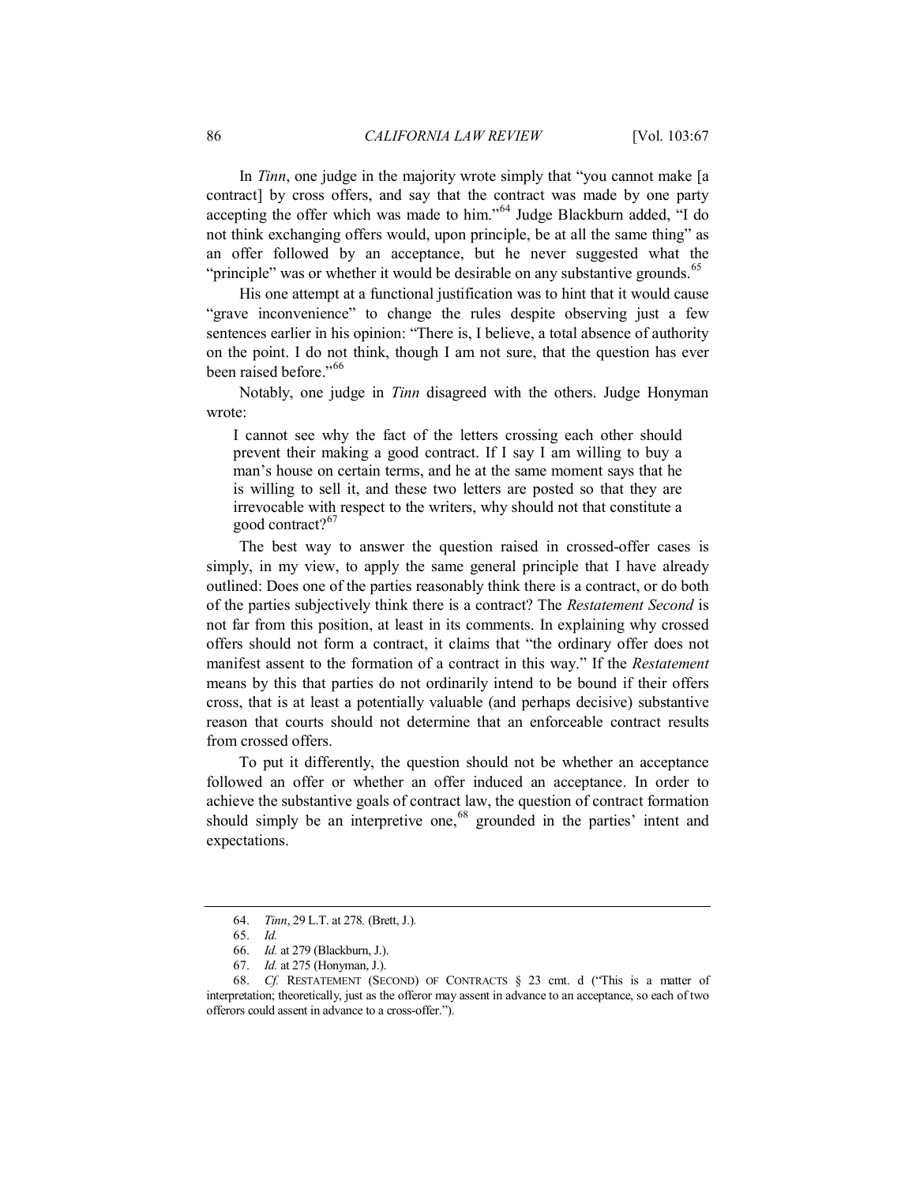In *Tinn*, one judge in the majority wrote simply that "you cannot make [a contract] by cross offers, and say that the contract was made by one party accepting the offer which was made to him."[64] Judge Blackburn added, "I do not think exchanging offers would, upon principle, be at all the same thing" as an offer followed by an acceptance, but he never suggested what the "principle" was or whether it would be desirable on any substantive grounds.[65]

His one attempt at a functional justification was to hint that it would cause "grave inconvenience" to change the rules despite observing just a few sentences earlier in his opinion: "There is, I believe, a total absence of authority on the point. I do not think, though I am not sure, that the question has ever been raised before."[66]

Notably, one judge in *Tinn* disagreed with the others. Judge Honyman wrote:

> I cannot see why the fact of the letters crossing each other should prevent their making a good contract. If I say I am willing to buy a man's house on certain terms, and he at the same moment says that he is willing to sell it, and these two letters are posted so that they are irrevocable with respect to the writers, why should not that constitute a good contract?[67]

The best way to answer the question raised in crossed-offer cases is simply, in my view, to apply the same general principle that I have already outlined: Does one of the parties reasonably think there is a contract, or do both of the parties subjectively think there is a contract? The *Restatement Second* is not far from this position, at least in its comments. In explaining why crossed offers should not form a contract, it claims that "the ordinary offer does not manifest assent to the formation of a contract in this way." If the *Restatement* means by this that parties do not ordinarily intend to be bound if their offers cross, that is at least a potentially valuable (and perhaps decisive) substantive reason that courts should not determine that an enforceable contract results from crossed offers.

To put it differently, the question should not be whether an acceptance followed an offer or whether an offer induced an acceptance. In order to achieve the substantive goals of contract law, the question of contract formation should simply be an interpretive one,[68] grounded in the parties' intent and expectations.

---

64. *Tinn*, 29 L.T. at 278. (Brett, J.).

65. *Id.*

66. *Id.* at 279 (Blackburn, J.).

67. *Id.* at 275 (Honyman, J.).

68. *Cf.* RESTATEMENT (SECOND) OF CONTRACTS § 23 cmt. d ("This is a matter of interpretation; theoretically, just as the offeror may assent in advance to an acceptance, so each of two offerors could assent in advance to a cross-offer.").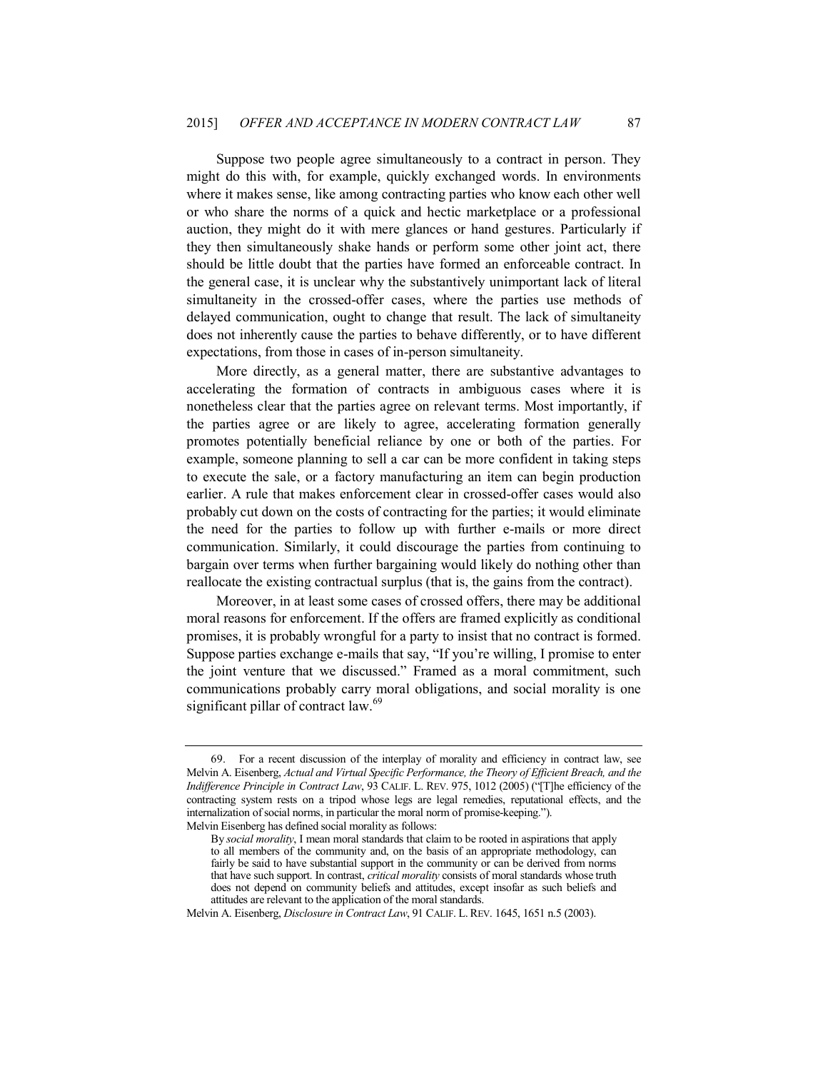Suppose two people agree simultaneously to a contract in person. They might do this with, for example, quickly exchanged words. In environments where it makes sense, like among contracting parties who know each other well or who share the norms of a quick and hectic marketplace or a professional auction, they might do it with mere glances or hand gestures. Particularly if they then simultaneously shake hands or perform some other joint act, there should be little doubt that the parties have formed an enforceable contract. In the general case, it is unclear why the substantively unimportant lack of literal simultaneity in the crossed-offer cases, where the parties use methods of delayed communication, ought to change that result. The lack of simultaneity does not inherently cause the parties to behave differently, or to have different expectations, from those in cases of in-person simultaneity.

More directly, as a general matter, there are substantive advantages to accelerating the formation of contracts in ambiguous cases where it is nonetheless clear that the parties agree on relevant terms. Most importantly, if the parties agree or are likely to agree, accelerating formation generally promotes potentially beneficial reliance by one or both of the parties. For example, someone planning to sell a car can be more confident in taking steps to execute the sale, or a factory manufacturing an item can begin production earlier. A rule that makes enforcement clear in crossed-offer cases would also probably cut down on the costs of contracting for the parties; it would eliminate the need for the parties to follow up with further e-mails or more direct communication. Similarly, it could discourage the parties from continuing to bargain over terms when further bargaining would likely do nothing other than reallocate the existing contractual surplus (that is, the gains from the contract).

Moreover, in at least some cases of crossed offers, there may be additional moral reasons for enforcement. If the offers are framed explicitly as conditional promises, it is probably wrongful for a party to insist that no contract is formed. Suppose parties exchange e-mails that say, "If you're willing, I promise to enter the joint venture that we discussed." Framed as a moral commitment, such communications probably carry moral obligations, and social morality is one significant pillar of contract law.[69]

---

69. For a recent discussion of the interplay of morality and efficiency in contract law, see Melvin A. Eisenberg, *Actual and Virtual Specific Performance, the Theory of Efficient Breach, and the Indifference Principle in Contract Law*, 93 CALIF. L. REV. 975, 1012 (2005) ("[T]he efficiency of the contracting system rests on a tripod whose legs are legal remedies, reputational effects, and the internalization of social norms, in particular the moral norm of promise-keeping.").
Melvin Eisenberg has defined social morality as follows:

> By *social morality*, I mean moral standards that claim to be rooted in aspirations that apply to all members of the community and, on the basis of an appropriate methodology, can fairly be said to have substantial support in the community or can be derived from norms that have such support. In contrast, *critical morality* consists of moral standards whose truth does not depend on community beliefs and attitudes, except insofar as such beliefs and attitudes are relevant to the application of the moral standards.

Melvin A. Eisenberg, *Disclosure in Contract Law*, 91 CALIF. L. REV. 1645, 1651 n.5 (2003).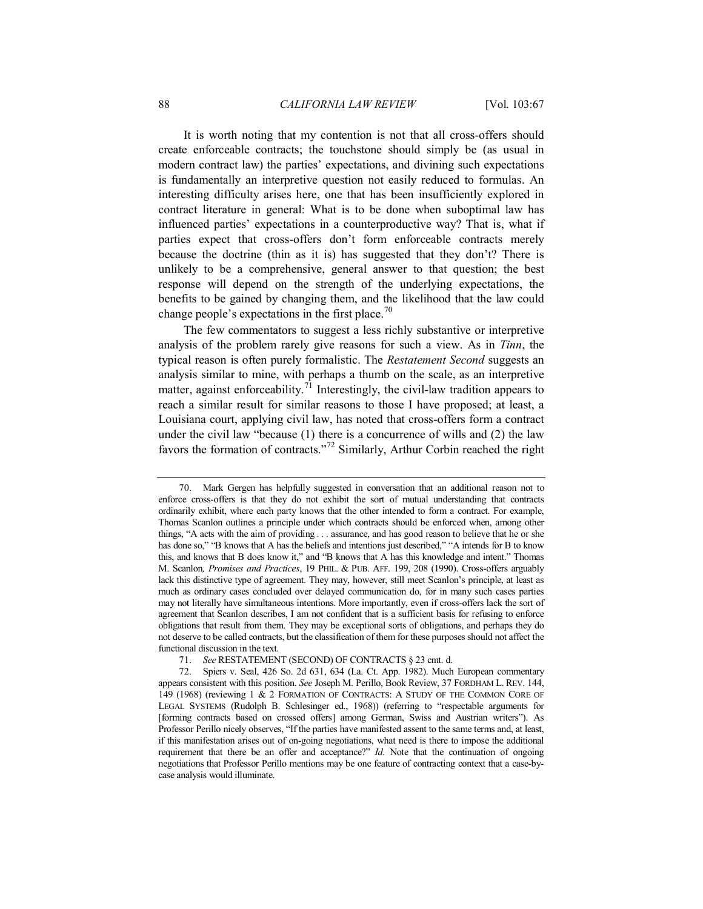It is worth noting that my contention is not that all cross-offers should create enforceable contracts; the touchstone should simply be (as usual in modern contract law) the parties' expectations, and divining such expectations is fundamentally an interpretive question not easily reduced to formulas. An interesting difficulty arises here, one that has been insufficiently explored in contract literature in general: What is to be done when suboptimal law has influenced parties' expectations in a counterproductive way? That is, what if parties expect that cross-offers don't form enforceable contracts merely because the doctrine (thin as it is) has suggested that they don't? There is unlikely to be a comprehensive, general answer to that question; the best response will depend on the strength of the underlying expectations, the benefits to be gained by changing them, and the likelihood that the law could change people's expectations in the first place.[70]

The few commentators to suggest a less richly substantive or interpretive analysis of the problem rarely give reasons for such a view. As in *Tinn*, the typical reason is often purely formalistic. The *Restatement Second* suggests an analysis similar to mine, with perhaps a thumb on the scale, as an interpretive matter, against enforceability.[71] Interestingly, the civil-law tradition appears to reach a similar result for similar reasons to those I have proposed; at least, a Louisiana court, applying civil law, has noted that cross-offers form a contract under the civil law "because (1) there is a concurrence of wills and (2) the law favors the formation of contracts."[72] Similarly, Arthur Corbin reached the right

---

70. Mark Gergen has helpfully suggested in conversation that an additional reason not to enforce cross-offers is that they do not exhibit the sort of mutual understanding that contracts ordinarily exhibit, where each party knows that the other intended to form a contract. For example, Thomas Scanlon outlines a principle under which contracts should be enforced when, among other things, "A acts with the aim of providing . . . assurance, and has good reason to believe that he or she has done so," "B knows that A has the beliefs and intentions just described," "A intends for B to know this, and knows that B does know it," and "B knows that A has this knowledge and intent." Thomas M. Scanlon*, Promises and Practices*, 19 PHIL. & PUB. AFF. 199, 208 (1990). Cross-offers arguably lack this distinctive type of agreement. They may, however, still meet Scanlon's principle, at least as much as ordinary cases concluded over delayed communication do, for in many such cases parties may not literally have simultaneous intentions. More importantly, even if cross-offers lack the sort of agreement that Scanlon describes, I am not confident that is a sufficient basis for refusing to enforce obligations that result from them. They may be exceptional sorts of obligations, and perhaps they do not deserve to be called contracts, but the classification of them for these purposes should not affect the functional discussion in the text.

71. *See* RESTATEMENT (SECOND) OF CONTRACTS § 23 cmt. d.

72. Spiers v. Seal, 426 So. 2d 631, 634 (La. Ct. App. 1982). Much European commentary appears consistent with this position. *See* Joseph M. Perillo, Book Review, 37 FORDHAM L. REV. 144, 149 (1968) (reviewing 1 & 2 FORMATION OF CONTRACTS: A STUDY OF THE COMMON CORE OF LEGAL SYSTEMS (Rudolph B. Schlesinger ed., 1968)) (referring to "respectable arguments for [forming contracts based on crossed offers] among German, Swiss and Austrian writers"). As Professor Perillo nicely observes, "If the parties have manifested assent to the same terms and, at least, if this manifestation arises out of on-going negotiations, what need is there to impose the additional requirement that there be an offer and acceptance?" *Id.* Note that the continuation of ongoing negotiations that Professor Perillo mentions may be one feature of contracting context that a case-by-case analysis would illuminate.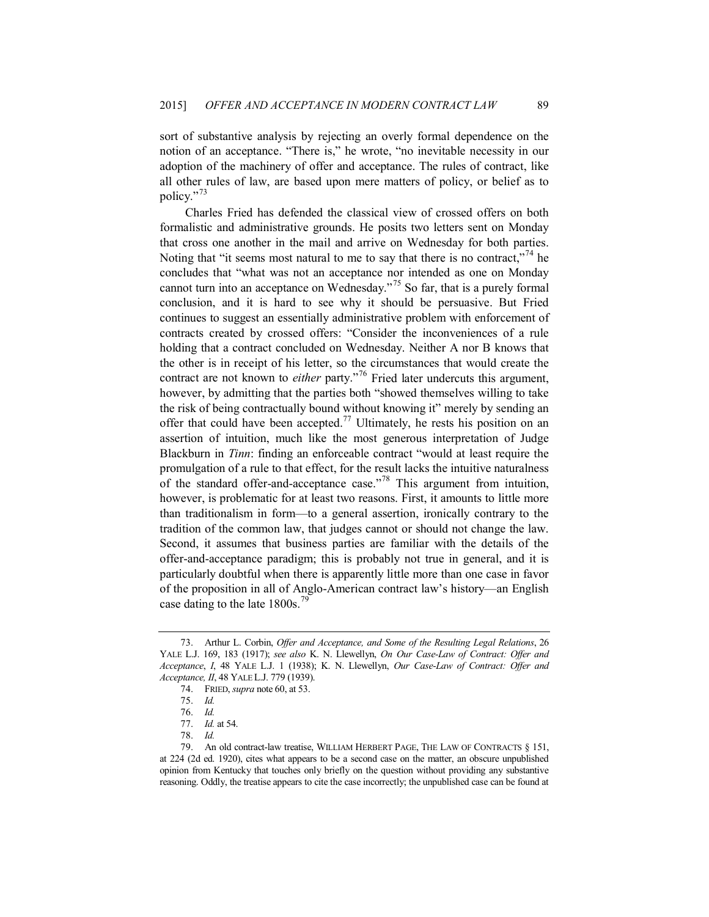sort of substantive analysis by rejecting an overly formal dependence on the notion of an acceptance. "There is," he wrote, "no inevitable necessity in our adoption of the machinery of offer and acceptance. The rules of contract, like all other rules of law, are based upon mere matters of policy, or belief as to policy."[73]

Charles Fried has defended the classical view of crossed offers on both formalistic and administrative grounds. He posits two letters sent on Monday that cross one another in the mail and arrive on Wednesday for both parties. Noting that "it seems most natural to me to say that there is no contract,"[74] he concludes that "what was not an acceptance nor intended as one on Monday cannot turn into an acceptance on Wednesday."[75] So far, that is a purely formal conclusion, and it is hard to see why it should be persuasive. But Fried continues to suggest an essentially administrative problem with enforcement of contracts created by crossed offers: "Consider the inconveniences of a rule holding that a contract concluded on Wednesday. Neither A nor B knows that the other is in receipt of his letter, so the circumstances that would create the contract are not known to *either* party."[76] Fried later undercuts this argument, however, by admitting that the parties both "showed themselves willing to take the risk of being contractually bound without knowing it" merely by sending an offer that could have been accepted.[77] Ultimately, he rests his position on an assertion of intuition, much like the most generous interpretation of Judge Blackburn in *Tinn*: finding an enforceable contract "would at least require the promulgation of a rule to that effect, for the result lacks the intuitive naturalness of the standard offer-and-acceptance case."[78] This argument from intuition, however, is problematic for at least two reasons. First, it amounts to little more than traditionalism in form—to a general assertion, ironically contrary to the tradition of the common law, that judges cannot or should not change the law. Second, it assumes that business parties are familiar with the details of the offer-and-acceptance paradigm; this is probably not true in general, and it is particularly doubtful when there is apparently little more than one case in favor of the proposition in all of Anglo-American contract law's history—an English case dating to the late 1800s.[79]

---

73. Arthur L. Corbin, *Offer and Acceptance, and Some of the Resulting Legal Relations*, 26 YALE L.J. 169, 183 (1917); *see also* K. N. Llewellyn, *On Our Case-Law of Contract: Offer and Acceptance*, *I*, 48 YALE L.J. 1 (1938); K. N. Llewellyn, *Our Case-Law of Contract: Offer and Acceptance, II*, 48 YALE L.J. 779 (1939).

74. FRIED, *supra* note 60, at 53.

75. *Id.*

76. *Id.*

77. *Id.* at 54.

78. *Id.*

79. An old contract-law treatise, WILLIAM HERBERT PAGE, THE LAW OF CONTRACTS § 151, at 224 (2d ed. 1920), cites what appears to be a second case on the matter, an obscure unpublished opinion from Kentucky that touches only briefly on the question without providing any substantive reasoning. Oddly, the treatise appears to cite the case incorrectly; the unpublished case can be found at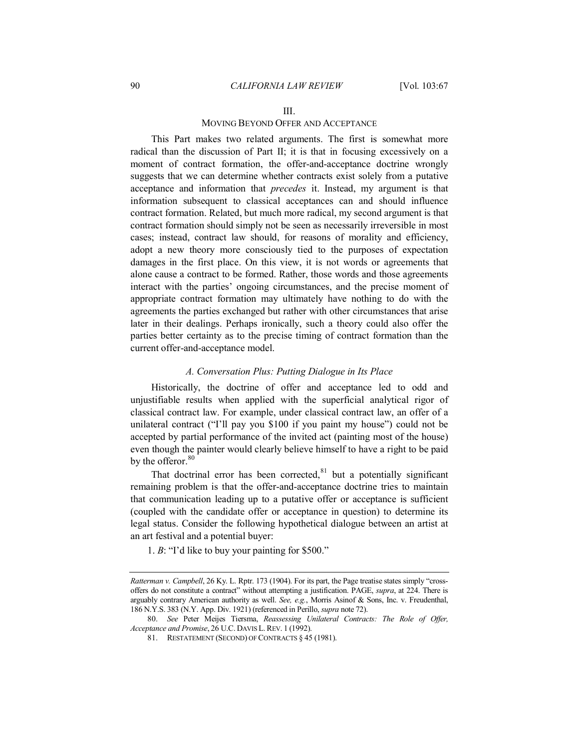## III.

## MOVING BEYOND OFFER AND ACCEPTANCE

This Part makes two related arguments. The first is somewhat more radical than the discussion of Part II; it is that in focusing excessively on a moment of contract formation, the offer-and-acceptance doctrine wrongly suggests that we can determine whether contracts exist solely from a putative acceptance and information that *precedes* it. Instead, my argument is that information subsequent to classical acceptances can and should influence contract formation. Related, but much more radical, my second argument is that contract formation should simply not be seen as necessarily irreversible in most cases; instead, contract law should, for reasons of morality and efficiency, adopt a new theory more consciously tied to the purposes of expectation damages in the first place. On this view, it is not words or agreements that alone cause a contract to be formed. Rather, those words and those agreements interact with the parties' ongoing circumstances, and the precise moment of appropriate contract formation may ultimately have nothing to do with the agreements the parties exchanged but rather with other circumstances that arise later in their dealings. Perhaps ironically, such a theory could also offer the parties better certainty as to the precise timing of contract formation than the current offer-and-acceptance model.

### *A. Conversation Plus: Putting Dialogue in Its Place*

Historically, the doctrine of offer and acceptance led to odd and unjustifiable results when applied with the superficial analytical rigor of classical contract law. For example, under classical contract law, an offer of a unilateral contract ("I'll pay you $100 if you paint my house") could not be accepted by partial performance of the invited act (painting most of the house) even though the painter would clearly believe himself to have a right to be paid by the offeror.[80]

That doctrinal error has been corrected,[81] but a potentially significant remaining problem is that the offer-and-acceptance doctrine tries to maintain that communication leading up to a putative offer or acceptance is sufficient (coupled with the candidate offer or acceptance in question) to determine its legal status. Consider the following hypothetical dialogue between an artist at an art festival and a potential buyer:

1. *B*: "I'd like to buy your painting for $500."

---

*Ratterman v. Campbell*, 26 Ky. L. Rptr. 173 (1904). For its part, the Page treatise states simply "cross-offers do not constitute a contract" without attempting a justification. PAGE, *supra*, at 224. There is arguably contrary American authority as well. *See, e.g.*, Morris Asinof & Sons, Inc. v. Freudenthal, 186 N.Y.S. 383 (N.Y. App. Div. 1921) (referenced in Perillo, *supra* note 72).

80. *See* Peter Meijes Tiersma, *Reassessing Unilateral Contracts: The Role of Offer, Acceptance and Promise*, 26 U.C. DAVIS L. REV. 1 (1992).

81. RESTATEMENT (SECOND) OF CONTRACTS § 45 (1981).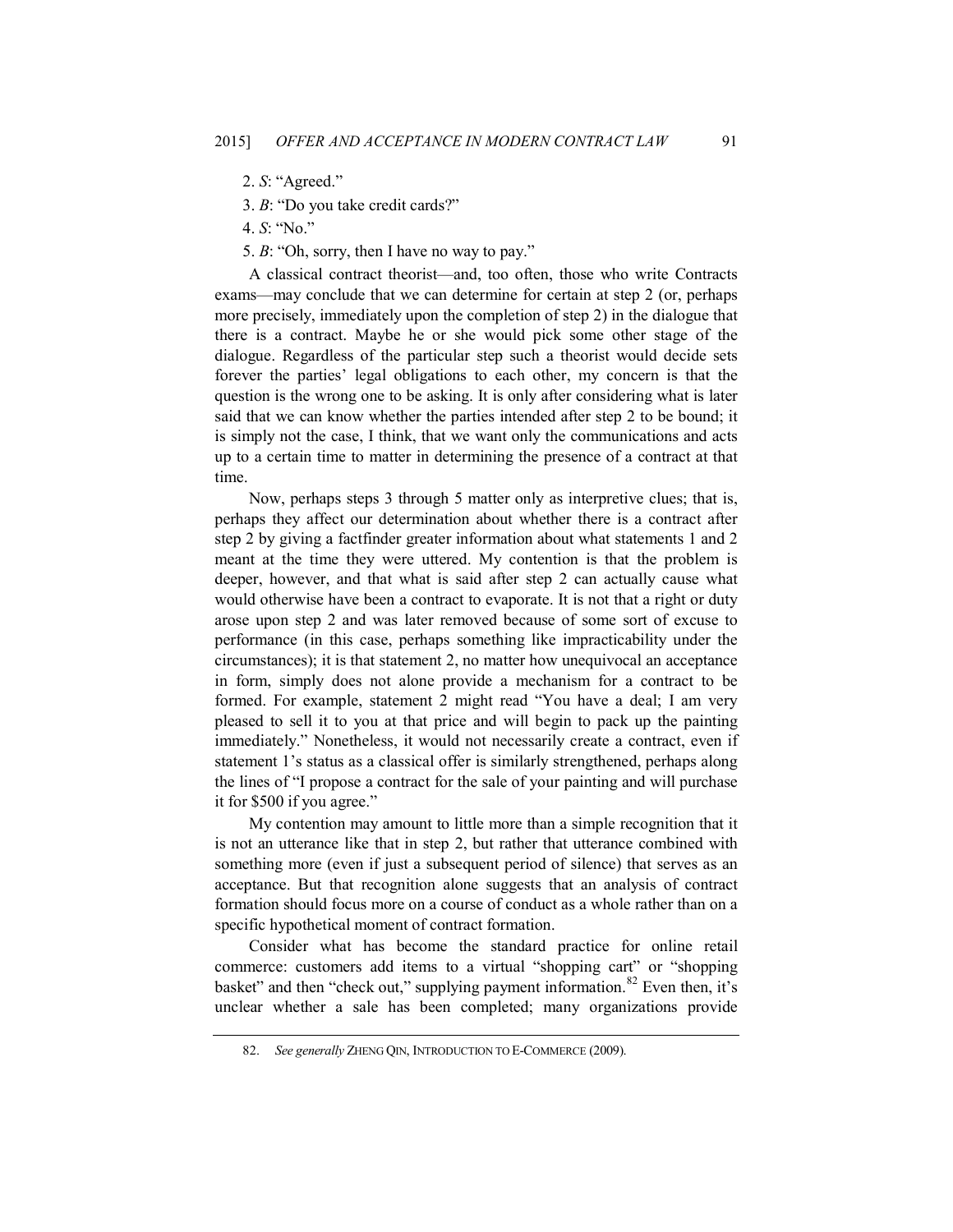2. *S*: "Agreed."

3. *B*: "Do you take credit cards?"

4. *S*: "No."

5. *B*: "Oh, sorry, then I have no way to pay."

A classical contract theorist—and, too often, those who write Contracts exams—may conclude that we can determine for certain at step 2 (or, perhaps more precisely, immediately upon the completion of step 2) in the dialogue that there is a contract. Maybe he or she would pick some other stage of the dialogue. Regardless of the particular step such a theorist would decide sets forever the parties' legal obligations to each other, my concern is that the question is the wrong one to be asking. It is only after considering what is later said that we can know whether the parties intended after step 2 to be bound; it is simply not the case, I think, that we want only the communications and acts up to a certain time to matter in determining the presence of a contract at that time.

Now, perhaps steps 3 through 5 matter only as interpretive clues; that is, perhaps they affect our determination about whether there is a contract after step 2 by giving a factfinder greater information about what statements 1 and 2 meant at the time they were uttered. My contention is that the problem is deeper, however, and that what is said after step 2 can actually cause what would otherwise have been a contract to evaporate. It is not that a right or duty arose upon step 2 and was later removed because of some sort of excuse to performance (in this case, perhaps something like impracticability under the circumstances); it is that statement 2, no matter how unequivocal an acceptance in form, simply does not alone provide a mechanism for a contract to be formed. For example, statement 2 might read "You have a deal; I am very pleased to sell it to you at that price and will begin to pack up the painting immediately." Nonetheless, it would not necessarily create a contract, even if statement 1's status as a classical offer is similarly strengthened, perhaps along the lines of "I propose a contract for the sale of your painting and will purchase it for $500 if you agree."

My contention may amount to little more than a simple recognition that it is not an utterance like that in step 2, but rather that utterance combined with something more (even if just a subsequent period of silence) that serves as an acceptance. But that recognition alone suggests that an analysis of contract formation should focus more on a course of conduct as a whole rather than on a specific hypothetical moment of contract formation.

Consider what has become the standard practice for online retail commerce: customers add items to a virtual "shopping cart" or "shopping basket" and then "check out," supplying payment information.[82] Even then, it's unclear whether a sale has been completed; many organizations provide

---

82. *See generally* ZHENG QIN, INTRODUCTION TO E-COMMERCE (2009).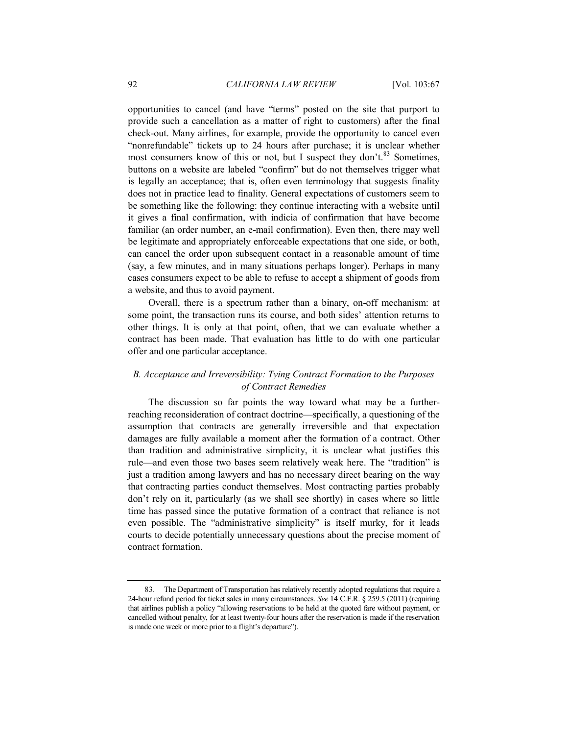opportunities to cancel (and have "terms" posted on the site that purport to provide such a cancellation as a matter of right to customers) after the final check-out. Many airlines, for example, provide the opportunity to cancel even "nonrefundable" tickets up to 24 hours after purchase; it is unclear whether most consumers know of this or not, but I suspect they don't.[83] Sometimes, buttons on a website are labeled "confirm" but do not themselves trigger what is legally an acceptance; that is, often even terminology that suggests finality does not in practice lead to finality. General expectations of customers seem to be something like the following: they continue interacting with a website until it gives a final confirmation, with indicia of confirmation that have become familiar (an order number, an e-mail confirmation). Even then, there may well be legitimate and appropriately enforceable expectations that one side, or both, can cancel the order upon subsequent contact in a reasonable amount of time (say, a few minutes, and in many situations perhaps longer). Perhaps in many cases consumers expect to be able to refuse to accept a shipment of goods from a website, and thus to avoid payment.

Overall, there is a spectrum rather than a binary, on-off mechanism: at some point, the transaction runs its course, and both sides' attention returns to other things. It is only at that point, often, that we can evaluate whether a contract has been made. That evaluation has little to do with one particular offer and one particular acceptance.

### *B. Acceptance and Irreversibility: Tying Contract Formation to the Purposes of Contract Remedies*

The discussion so far points the way toward what may be a further-reaching reconsideration of contract doctrine—specifically, a questioning of the assumption that contracts are generally irreversible and that expectation damages are fully available a moment after the formation of a contract. Other than tradition and administrative simplicity, it is unclear what justifies this rule—and even those two bases seem relatively weak here. The "tradition" is just a tradition among lawyers and has no necessary direct bearing on the way that contracting parties conduct themselves. Most contracting parties probably don't rely on it, particularly (as we shall see shortly) in cases where so little time has passed since the putative formation of a contract that reliance is not even possible. The "administrative simplicity" is itself murky, for it leads courts to decide potentially unnecessary questions about the precise moment of contract formation.

---

83. The Department of Transportation has relatively recently adopted regulations that require a 24-hour refund period for ticket sales in many circumstances. *See* 14 C.F.R. § 259.5 (2011) (requiring that airlines publish a policy "allowing reservations to be held at the quoted fare without payment, or cancelled without penalty, for at least twenty-four hours after the reservation is made if the reservation is made one week or more prior to a flight's departure").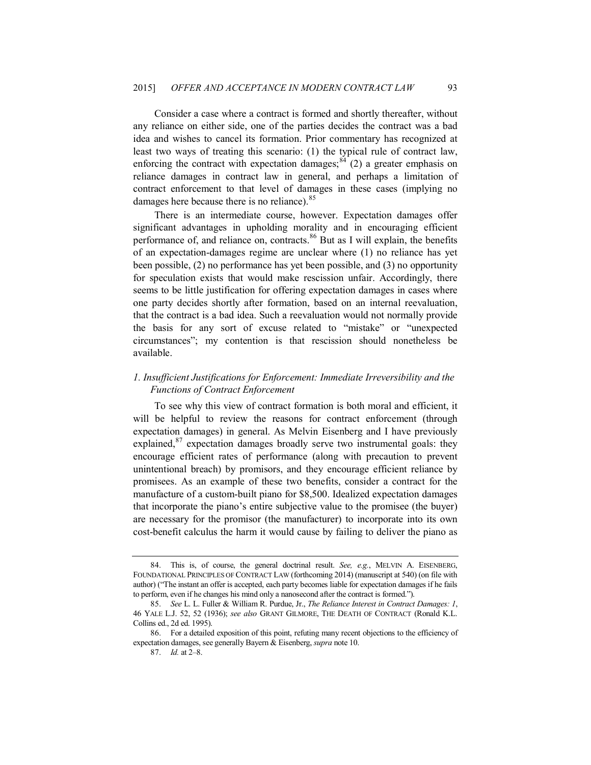Consider a case where a contract is formed and shortly thereafter, without any reliance on either side, one of the parties decides the contract was a bad idea and wishes to cancel its formation. Prior commentary has recognized at least two ways of treating this scenario: (1) the typical rule of contract law, enforcing the contract with expectation damages;[84] (2) a greater emphasis on reliance damages in contract law in general, and perhaps a limitation of contract enforcement to that level of damages in these cases (implying no damages here because there is no reliance).[85]

There is an intermediate course, however. Expectation damages offer significant advantages in upholding morality and in encouraging efficient performance of, and reliance on, contracts.[86] But as I will explain, the benefits of an expectation-damages regime are unclear where (1) no reliance has yet been possible, (2) no performance has yet been possible, and (3) no opportunity for speculation exists that would make rescission unfair. Accordingly, there seems to be little justification for offering expectation damages in cases where one party decides shortly after formation, based on an internal reevaluation, that the contract is a bad idea. Such a reevaluation would not normally provide the basis for any sort of excuse related to "mistake" or "unexpected circumstances"; my contention is that rescission should nonetheless be available.

### *1. Insufficient Justifications for Enforcement: Immediate Irreversibility and the Functions of Contract Enforcement*

To see why this view of contract formation is both moral and efficient, it will be helpful to review the reasons for contract enforcement (through expectation damages) in general. As Melvin Eisenberg and I have previously explained,[87] expectation damages broadly serve two instrumental goals: they encourage efficient rates of performance (along with precaution to prevent unintentional breach) by promisors, and they encourage efficient reliance by promisees. As an example of these two benefits, consider a contract for the manufacture of a custom-built piano for $8,500. Idealized expectation damages that incorporate the piano's entire subjective value to the promisee (the buyer) are necessary for the promisor (the manufacturer) to incorporate into its own cost-benefit calculus the harm it would cause by failing to deliver the piano as

---

84. This is, of course, the general doctrinal result. *See, e.g.*, MELVIN A. EISENBERG, FOUNDATIONAL PRINCIPLES OF CONTRACT LAW (forthcoming 2014) (manuscript at 540) (on file with author) ("The instant an offer is accepted, each party becomes liable for expectation damages if he fails to perform, even if he changes his mind only a nanosecond after the contract is formed.").

85. *See* L. L. Fuller & William R. Purdue, Jr., *The Reliance Interest in Contract Damages: 1*, 46 YALE L.J. 52, 52 (1936); *see also* GRANT GILMORE, THE DEATH OF CONTRACT (Ronald K.L. Collins ed., 2d ed. 1995).

86. For a detailed exposition of this point, refuting many recent objections to the efficiency of expectation damages, see generally Bayern & Eisenberg, *supra* note 10.

87. *Id.* at 2–8.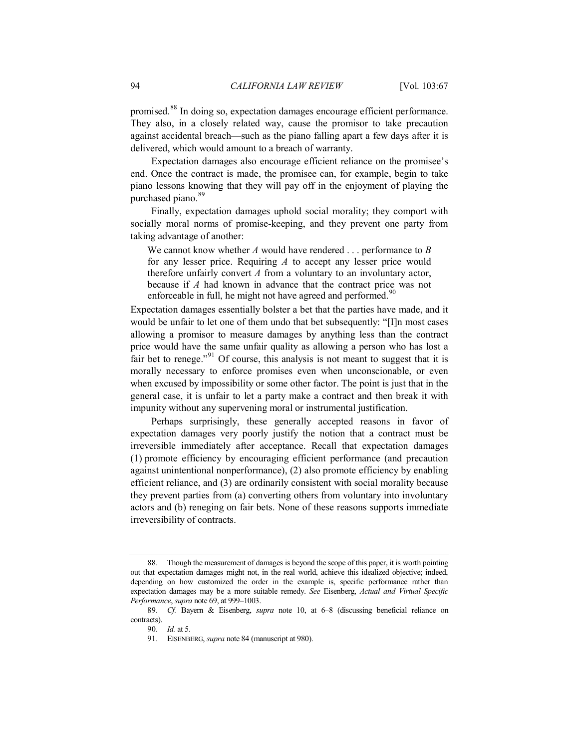promised.[88] In doing so, expectation damages encourage efficient performance. They also, in a closely related way, cause the promisor to take precaution against accidental breach—such as the piano falling apart a few days after it is delivered, which would amount to a breach of warranty.

Expectation damages also encourage efficient reliance on the promisee's end. Once the contract is made, the promisee can, for example, begin to take piano lessons knowing that they will pay off in the enjoyment of playing the purchased piano.[89]

Finally, expectation damages uphold social morality; they comport with socially moral norms of promise-keeping, and they prevent one party from taking advantage of another:

> We cannot know whether *A* would have rendered . . . performance to *B* for any lesser price. Requiring *A* to accept any lesser price would therefore unfairly convert *A* from a voluntary to an involuntary actor, because if *A* had known in advance that the contract price was not enforceable in full, he might not have agreed and performed.[90]

Expectation damages essentially bolster a bet that the parties have made, and it would be unfair to let one of them undo that bet subsequently: "[I]n most cases allowing a promisor to measure damages by anything less than the contract price would have the same unfair quality as allowing a person who has lost a fair bet to renege."[91] Of course, this analysis is not meant to suggest that it is morally necessary to enforce promises even when unconscionable, or even when excused by impossibility or some other factor. The point is just that in the general case, it is unfair to let a party make a contract and then break it with impunity without any supervening moral or instrumental justification.

Perhaps surprisingly, these generally accepted reasons in favor of expectation damages very poorly justify the notion that a contract must be irreversible immediately after acceptance. Recall that expectation damages (1) promote efficiency by encouraging efficient performance (and precaution against unintentional nonperformance), (2) also promote efficiency by enabling efficient reliance, and (3) are ordinarily consistent with social morality because they prevent parties from (a) converting others from voluntary into involuntary actors and (b) reneging on fair bets. None of these reasons supports immediate irreversibility of contracts.

---

88. Though the measurement of damages is beyond the scope of this paper, it is worth pointing out that expectation damages might not, in the real world, achieve this idealized objective; indeed, depending on how customized the order in the example is, specific performance rather than expectation damages may be a more suitable remedy. *See* Eisenberg, *Actual and Virtual Specific Performance*, *supra* note 69, at 999–1003.

89. *Cf.* Bayern & Eisenberg, *supra* note 10, at 6–8 (discussing beneficial reliance on contracts).

90. *Id.* at 5.

91. EISENBERG, *supra* note 84 (manuscript at 980).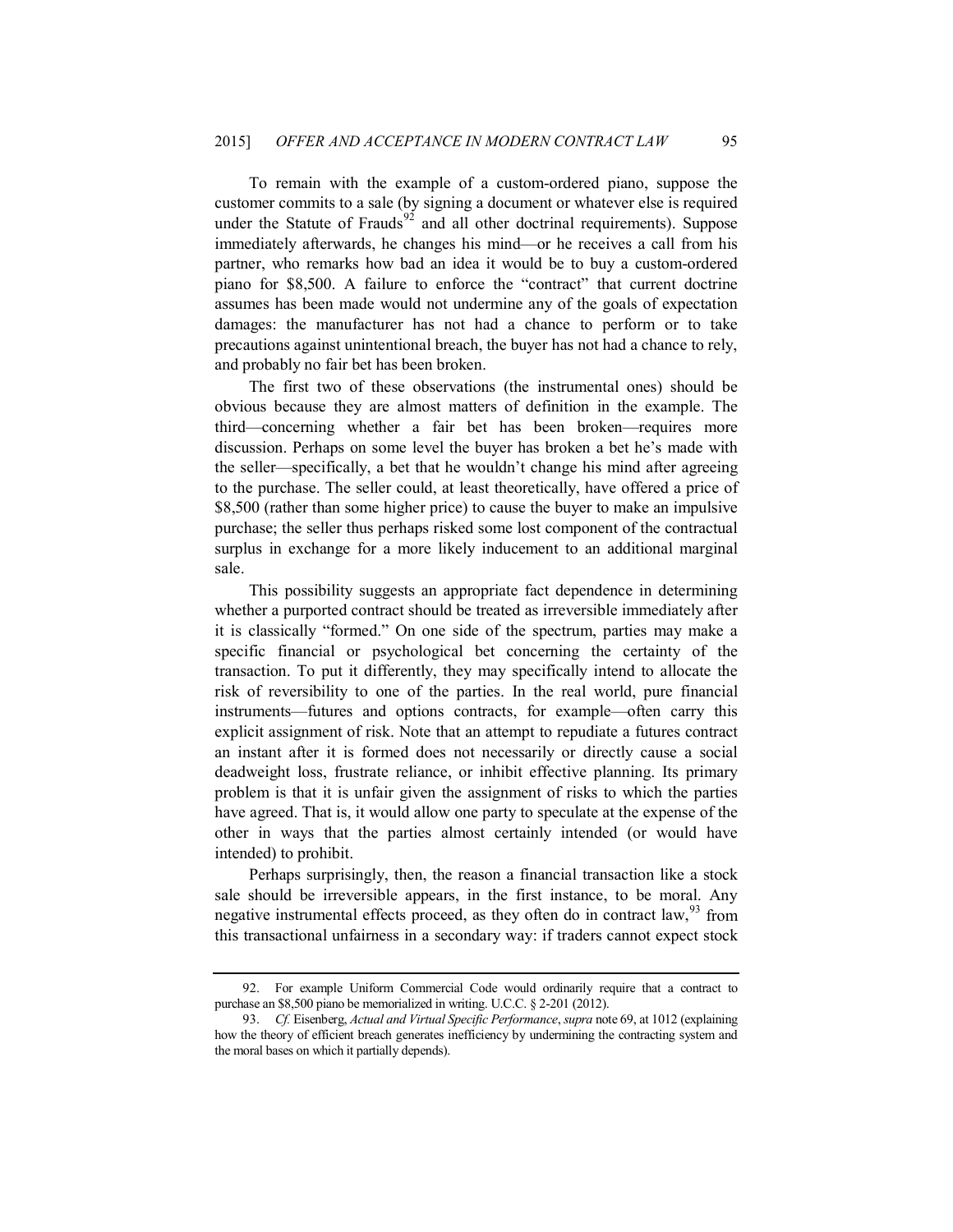To remain with the example of a custom-ordered piano, suppose the customer commits to a sale (by signing a document or whatever else is required under the Statute of Frauds[92] and all other doctrinal requirements). Suppose immediately afterwards, he changes his mind—or he receives a call from his partner, who remarks how bad an idea it would be to buy a custom-ordered piano for $8,500. A failure to enforce the "contract" that current doctrine assumes has been made would not undermine any of the goals of expectation damages: the manufacturer has not had a chance to perform or to take precautions against unintentional breach, the buyer has not had a chance to rely, and probably no fair bet has been broken.

The first two of these observations (the instrumental ones) should be obvious because they are almost matters of definition in the example. The third—concerning whether a fair bet has been broken—requires more discussion. Perhaps on some level the buyer has broken a bet he's made with the seller—specifically, a bet that he wouldn't change his mind after agreeing to the purchase. The seller could, at least theoretically, have offered a price of $8,500 (rather than some higher price) to cause the buyer to make an impulsive purchase; the seller thus perhaps risked some lost component of the contractual surplus in exchange for a more likely inducement to an additional marginal sale.

This possibility suggests an appropriate fact dependence in determining whether a purported contract should be treated as irreversible immediately after it is classically "formed." On one side of the spectrum, parties may make a specific financial or psychological bet concerning the certainty of the transaction. To put it differently, they may specifically intend to allocate the risk of reversibility to one of the parties. In the real world, pure financial instruments—futures and options contracts, for example—often carry this explicit assignment of risk. Note that an attempt to repudiate a futures contract an instant after it is formed does not necessarily or directly cause a social deadweight loss, frustrate reliance, or inhibit effective planning. Its primary problem is that it is unfair given the assignment of risks to which the parties have agreed. That is, it would allow one party to speculate at the expense of the other in ways that the parties almost certainly intended (or would have intended) to prohibit.

Perhaps surprisingly, then, the reason a financial transaction like a stock sale should be irreversible appears, in the first instance, to be moral. Any negative instrumental effects proceed, as they often do in contract law,[93] from this transactional unfairness in a secondary way: if traders cannot expect stock

---

92. For example Uniform Commercial Code would ordinarily require that a contract to purchase an $8,500 piano be memorialized in writing. U.C.C. § 2-201 (2012).

93. *Cf.* Eisenberg, *Actual and Virtual Specific Performance*, *supra* note 69, at 1012 (explaining how the theory of efficient breach generates inefficiency by undermining the contracting system and the moral bases on which it partially depends).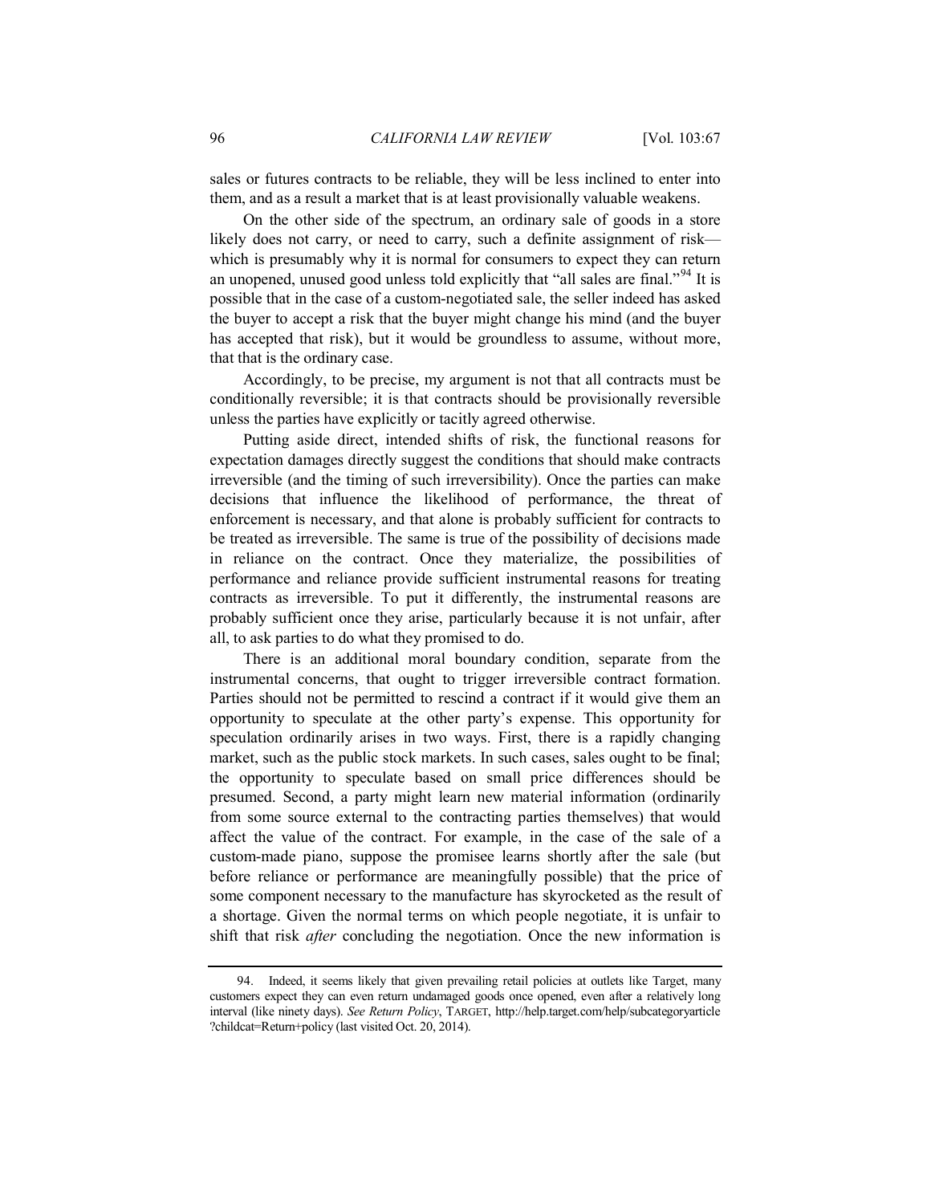sales or futures contracts to be reliable, they will be less inclined to enter into them, and as a result a market that is at least provisionally valuable weakens.

On the other side of the spectrum, an ordinary sale of goods in a store likely does not carry, or need to carry, such a definite assignment of risk—which is presumably why it is normal for consumers to expect they can return an unopened, unused good unless told explicitly that "all sales are final."[94] It is possible that in the case of a custom-negotiated sale, the seller indeed has asked the buyer to accept a risk that the buyer might change his mind (and the buyer has accepted that risk), but it would be groundless to assume, without more, that that is the ordinary case.

Accordingly, to be precise, my argument is not that all contracts must be conditionally reversible; it is that contracts should be provisionally reversible unless the parties have explicitly or tacitly agreed otherwise.

Putting aside direct, intended shifts of risk, the functional reasons for expectation damages directly suggest the conditions that should make contracts irreversible (and the timing of such irreversibility). Once the parties can make decisions that influence the likelihood of performance, the threat of enforcement is necessary, and that alone is probably sufficient for contracts to be treated as irreversible. The same is true of the possibility of decisions made in reliance on the contract. Once they materialize, the possibilities of performance and reliance provide sufficient instrumental reasons for treating contracts as irreversible. To put it differently, the instrumental reasons are probably sufficient once they arise, particularly because it is not unfair, after all, to ask parties to do what they promised to do.

There is an additional moral boundary condition, separate from the instrumental concerns, that ought to trigger irreversible contract formation. Parties should not be permitted to rescind a contract if it would give them an opportunity to speculate at the other party's expense. This opportunity for speculation ordinarily arises in two ways. First, there is a rapidly changing market, such as the public stock markets. In such cases, sales ought to be final; the opportunity to speculate based on small price differences should be presumed. Second, a party might learn new material information (ordinarily from some source external to the contracting parties themselves) that would affect the value of the contract. For example, in the case of the sale of a custom-made piano, suppose the promisee learns shortly after the sale (but before reliance or performance are meaningfully possible) that the price of some component necessary to the manufacture has skyrocketed as the result of a shortage. Given the normal terms on which people negotiate, it is unfair to shift that risk *after* concluding the negotiation. Once the new information is

94. Indeed, it seems likely that given prevailing retail policies at outlets like Target, many customers expect they can even return undamaged goods once opened, even after a relatively long interval (like ninety days). *See Return Policy*, TARGET, http://help.target.com/help/subcategoryarticle?childcat=Return+policy (last visited Oct. 20, 2014).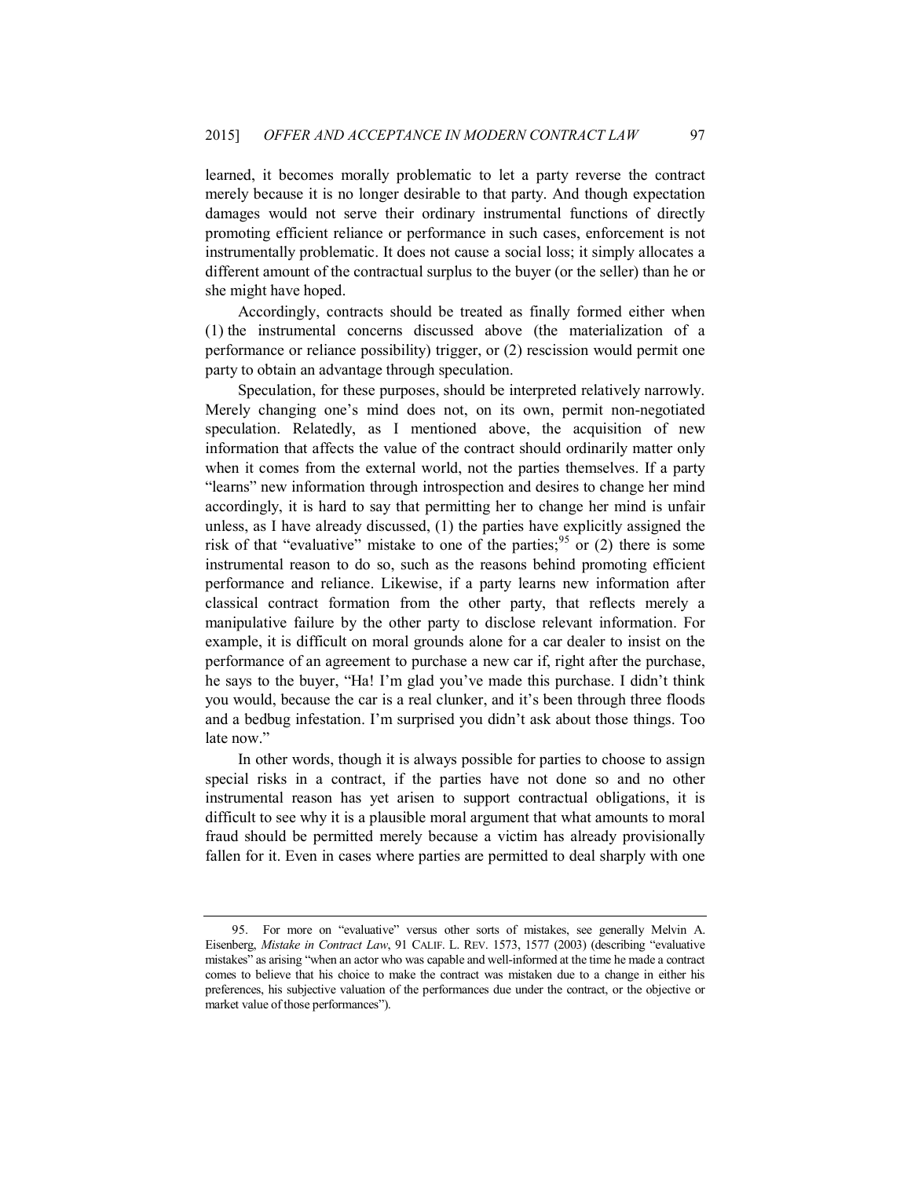learned, it becomes morally problematic to let a party reverse the contract merely because it is no longer desirable to that party. And though expectation damages would not serve their ordinary instrumental functions of directly promoting efficient reliance or performance in such cases, enforcement is not instrumentally problematic. It does not cause a social loss; it simply allocates a different amount of the contractual surplus to the buyer (or the seller) than he or she might have hoped.

Accordingly, contracts should be treated as finally formed either when (1) the instrumental concerns discussed above (the materialization of a performance or reliance possibility) trigger, or (2) rescission would permit one party to obtain an advantage through speculation.

Speculation, for these purposes, should be interpreted relatively narrowly. Merely changing one's mind does not, on its own, permit non-negotiated speculation. Relatedly, as I mentioned above, the acquisition of new information that affects the value of the contract should ordinarily matter only when it comes from the external world, not the parties themselves. If a party "learns" new information through introspection and desires to change her mind accordingly, it is hard to say that permitting her to change her mind is unfair unless, as I have already discussed, (1) the parties have explicitly assigned the risk of that "evaluative" mistake to one of the parties;[95] or (2) there is some instrumental reason to do so, such as the reasons behind promoting efficient performance and reliance. Likewise, if a party learns new information after classical contract formation from the other party, that reflects merely a manipulative failure by the other party to disclose relevant information. For example, it is difficult on moral grounds alone for a car dealer to insist on the performance of an agreement to purchase a new car if, right after the purchase, he says to the buyer, "Ha! I'm glad you've made this purchase. I didn't think you would, because the car is a real clunker, and it's been through three floods and a bedbug infestation. I'm surprised you didn't ask about those things. Too late now."

In other words, though it is always possible for parties to choose to assign special risks in a contract, if the parties have not done so and no other instrumental reason has yet arisen to support contractual obligations, it is difficult to see why it is a plausible moral argument that what amounts to moral fraud should be permitted merely because a victim has already provisionally fallen for it. Even in cases where parties are permitted to deal sharply with one

---

95. For more on "evaluative" versus other sorts of mistakes, see generally Melvin A. Eisenberg, *Mistake in Contract Law*, 91 CALIF. L. REV. 1573, 1577 (2003) (describing "evaluative mistakes" as arising "when an actor who was capable and well-informed at the time he made a contract comes to believe that his choice to make the contract was mistaken due to a change in either his preferences, his subjective valuation of the performances due under the contract, or the objective or market value of those performances").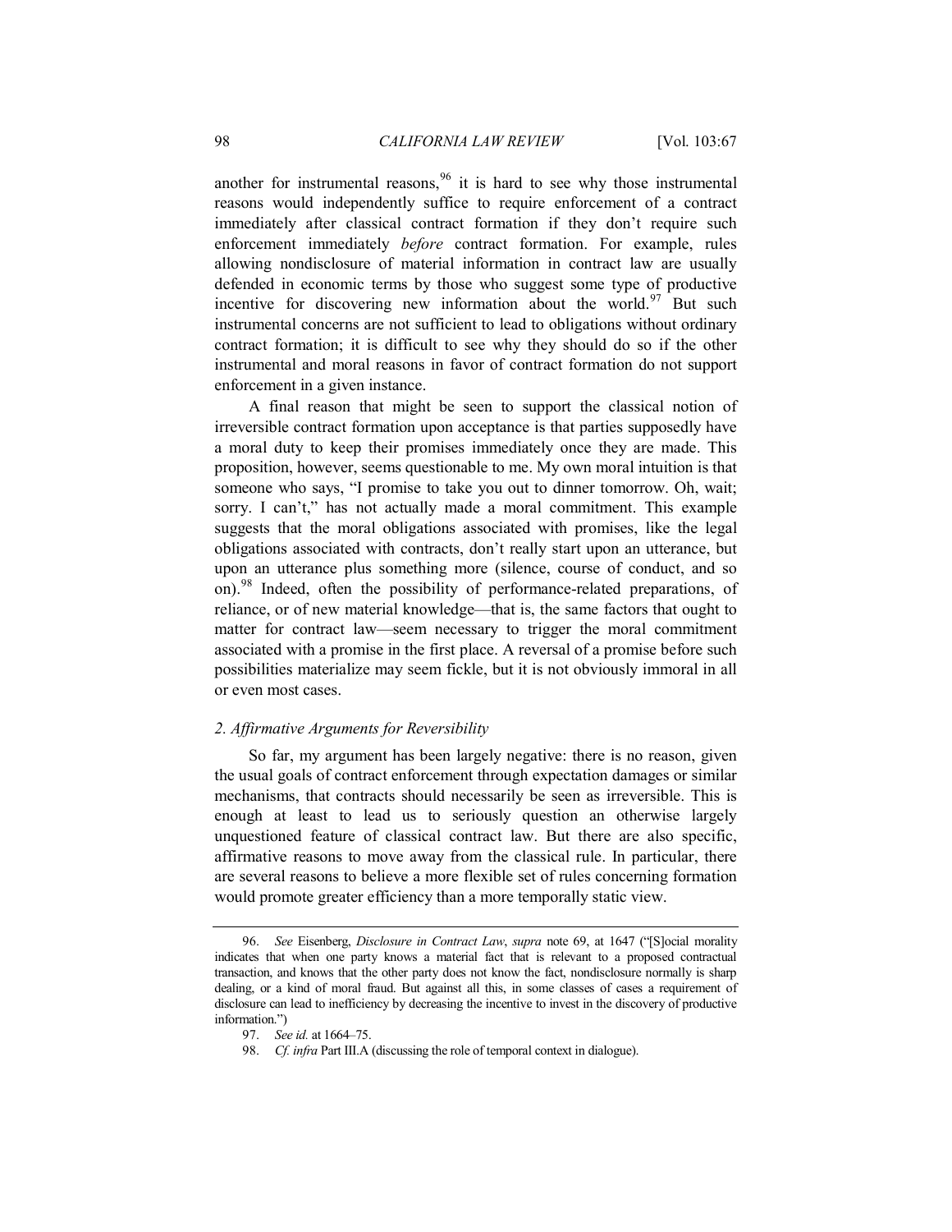another for instrumental reasons,[96] it is hard to see why those instrumental reasons would independently suffice to require enforcement of a contract immediately after classical contract formation if they don't require such enforcement immediately *before* contract formation. For example, rules allowing nondisclosure of material information in contract law are usually defended in economic terms by those who suggest some type of productive incentive for discovering new information about the world.[97] But such instrumental concerns are not sufficient to lead to obligations without ordinary contract formation; it is difficult to see why they should do so if the other instrumental and moral reasons in favor of contract formation do not support enforcement in a given instance.

A final reason that might be seen to support the classical notion of irreversible contract formation upon acceptance is that parties supposedly have a moral duty to keep their promises immediately once they are made. This proposition, however, seems questionable to me. My own moral intuition is that someone who says, "I promise to take you out to dinner tomorrow. Oh, wait; sorry. I can't," has not actually made a moral commitment. This example suggests that the moral obligations associated with promises, like the legal obligations associated with contracts, don't really start upon an utterance, but upon an utterance plus something more (silence, course of conduct, and so on).[98] Indeed, often the possibility of performance-related preparations, of reliance, or of new material knowledge—that is, the same factors that ought to matter for contract law—seem necessary to trigger the moral commitment associated with a promise in the first place. A reversal of a promise before such possibilities materialize may seem fickle, but it is not obviously immoral in all or even most cases.

### *2. Affirmative Arguments for Reversibility*

So far, my argument has been largely negative: there is no reason, given the usual goals of contract enforcement through expectation damages or similar mechanisms, that contracts should necessarily be seen as irreversible. This is enough at least to lead us to seriously question an otherwise largely unquestioned feature of classical contract law. But there are also specific, affirmative reasons to move away from the classical rule. In particular, there are several reasons to believe a more flexible set of rules concerning formation would promote greater efficiency than a more temporally static view.

---

96. *See* Eisenberg, *Disclosure in Contract Law*, *supra* note 69, at 1647 ("[S]ocial morality indicates that when one party knows a material fact that is relevant to a proposed contractual transaction, and knows that the other party does not know the fact, nondisclosure normally is sharp dealing, or a kind of moral fraud. But against all this, in some classes of cases a requirement of disclosure can lead to inefficiency by decreasing the incentive to invest in the discovery of productive information.")

97. *See id.* at 1664–75.

98. *Cf. infra* Part III.A (discussing the role of temporal context in dialogue).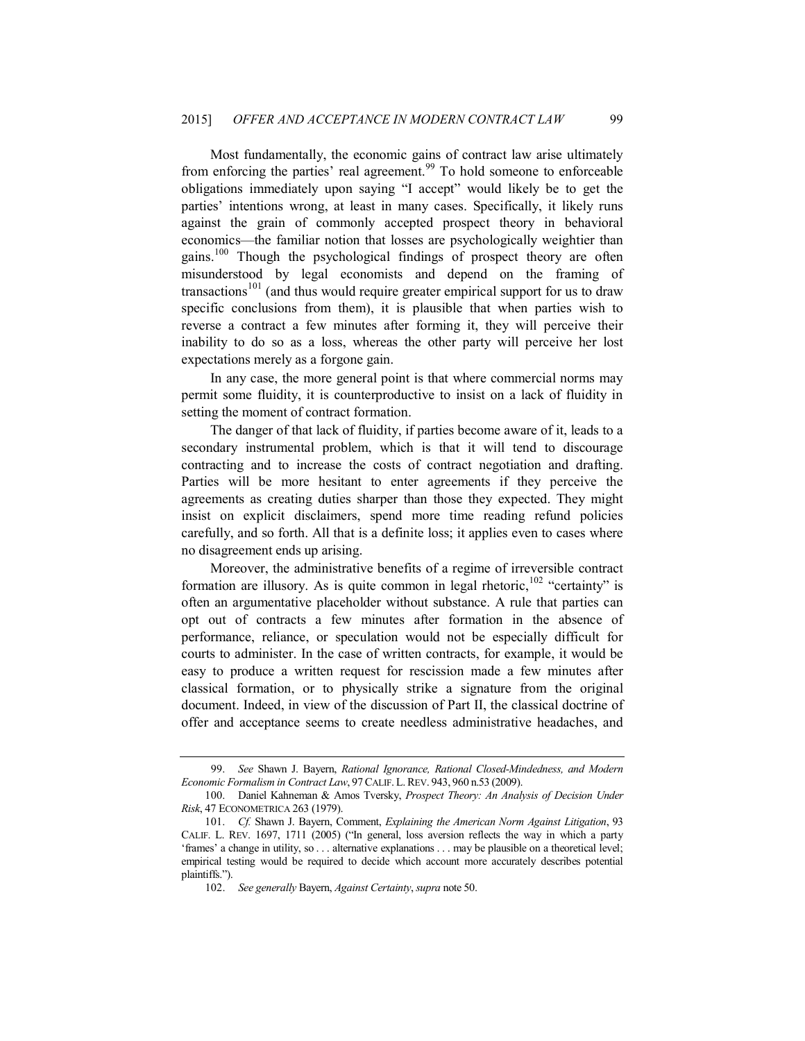Most fundamentally, the economic gains of contract law arise ultimately from enforcing the parties' real agreement.[99] To hold someone to enforceable obligations immediately upon saying "I accept" would likely be to get the parties' intentions wrong, at least in many cases. Specifically, it likely runs against the grain of commonly accepted prospect theory in behavioral economics—the familiar notion that losses are psychologically weightier than gains.[100] Though the psychological findings of prospect theory are often misunderstood by legal economists and depend on the framing of transactions[101] (and thus would require greater empirical support for us to draw specific conclusions from them), it is plausible that when parties wish to reverse a contract a few minutes after forming it, they will perceive their inability to do so as a loss, whereas the other party will perceive her lost expectations merely as a forgone gain.

In any case, the more general point is that where commercial norms may permit some fluidity, it is counterproductive to insist on a lack of fluidity in setting the moment of contract formation.

The danger of that lack of fluidity, if parties become aware of it, leads to a secondary instrumental problem, which is that it will tend to discourage contracting and to increase the costs of contract negotiation and drafting. Parties will be more hesitant to enter agreements if they perceive the agreements as creating duties sharper than those they expected. They might insist on explicit disclaimers, spend more time reading refund policies carefully, and so forth. All that is a definite loss; it applies even to cases where no disagreement ends up arising.

Moreover, the administrative benefits of a regime of irreversible contract formation are illusory. As is quite common in legal rhetoric,[102] "certainty" is often an argumentative placeholder without substance. A rule that parties can opt out of contracts a few minutes after formation in the absence of performance, reliance, or speculation would not be especially difficult for courts to administer. In the case of written contracts, for example, it would be easy to produce a written request for rescission made a few minutes after classical formation, or to physically strike a signature from the original document. Indeed, in view of the discussion of Part II, the classical doctrine of offer and acceptance seems to create needless administrative headaches, and

---

99. *See* Shawn J. Bayern, *Rational Ignorance, Rational Closed-Mindedness, and Modern Economic Formalism in Contract Law*, 97 CALIF. L. REV. 943, 960 n.53 (2009).

100. Daniel Kahneman & Amos Tversky, *Prospect Theory: An Analysis of Decision Under Risk*, 47 ECONOMETRICA 263 (1979).

101. *Cf.* Shawn J. Bayern, Comment, *Explaining the American Norm Against Litigation*, 93 CALIF. L. REV. 1697, 1711 (2005) ("In general, loss aversion reflects the way in which a party 'frames' a change in utility, so . . . alternative explanations . . . may be plausible on a theoretical level; empirical testing would be required to decide which account more accurately describes potential plaintiffs.").

102. *See generally* Bayern, *Against Certainty*, *supra* note 50.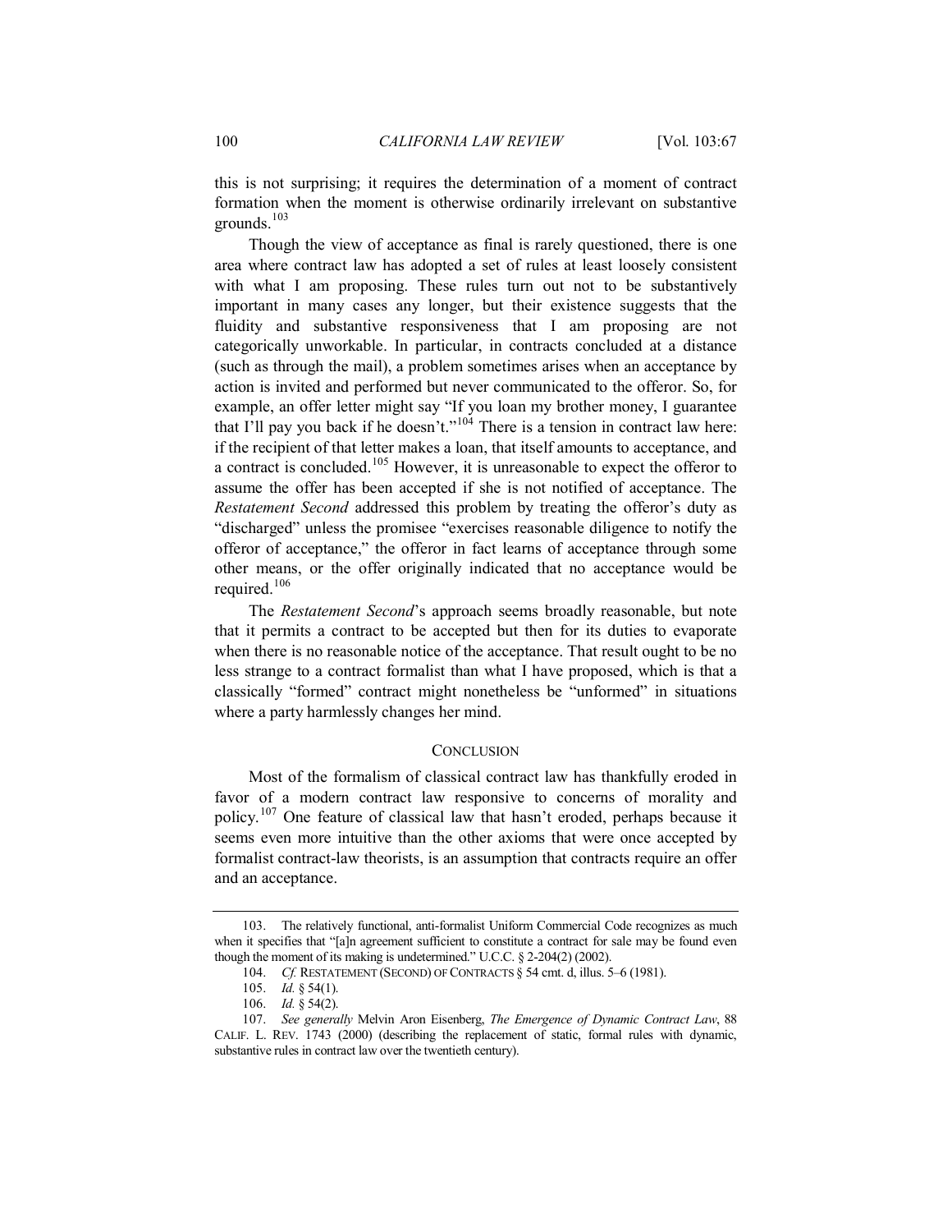this is not surprising; it requires the determination of a moment of contract formation when the moment is otherwise ordinarily irrelevant on substantive grounds.[103]

Though the view of acceptance as final is rarely questioned, there is one area where contract law has adopted a set of rules at least loosely consistent with what I am proposing. These rules turn out not to be substantively important in many cases any longer, but their existence suggests that the fluidity and substantive responsiveness that I am proposing are not categorically unworkable. In particular, in contracts concluded at a distance (such as through the mail), a problem sometimes arises when an acceptance by action is invited and performed but never communicated to the offeror. So, for example, an offer letter might say "If you loan my brother money, I guarantee that I'll pay you back if he doesn't."[104] There is a tension in contract law here: if the recipient of that letter makes a loan, that itself amounts to acceptance, and a contract is concluded.[105] However, it is unreasonable to expect the offeror to assume the offer has been accepted if she is not notified of acceptance. The *Restatement Second* addressed this problem by treating the offeror's duty as "discharged" unless the promisee "exercises reasonable diligence to notify the offeror of acceptance," the offeror in fact learns of acceptance through some other means, or the offer originally indicated that no acceptance would be required.[106]

The *Restatement Second*'s approach seems broadly reasonable, but note that it permits a contract to be accepted but then for its duties to evaporate when there is no reasonable notice of the acceptance. That result ought to be no less strange to a contract formalist than what I have proposed, which is that a classically "formed" contract might nonetheless be "unformed" in situations where a party harmlessly changes her mind.

## CONCLUSION

Most of the formalism of classical contract law has thankfully eroded in favor of a modern contract law responsive to concerns of morality and policy.[107] One feature of classical law that hasn't eroded, perhaps because it seems even more intuitive than the other axioms that were once accepted by formalist contract-law theorists, is an assumption that contracts require an offer and an acceptance.

---

103. The relatively functional, anti-formalist Uniform Commercial Code recognizes as much when it specifies that "[a]n agreement sufficient to constitute a contract for sale may be found even though the moment of its making is undetermined." U.C.C. § 2-204(2) (2002).

104. *Cf.* RESTATEMENT (SECOND) OF CONTRACTS § 54 cmt. d, illus. 5–6 (1981).

105. *Id.* § 54(1).

106. *Id.* § 54(2).

107. *See generally* Melvin Aron Eisenberg, *The Emergence of Dynamic Contract Law*, 88 CALIF. L. REV. 1743 (2000) (describing the replacement of static, formal rules with dynamic, substantive rules in contract law over the twentieth century).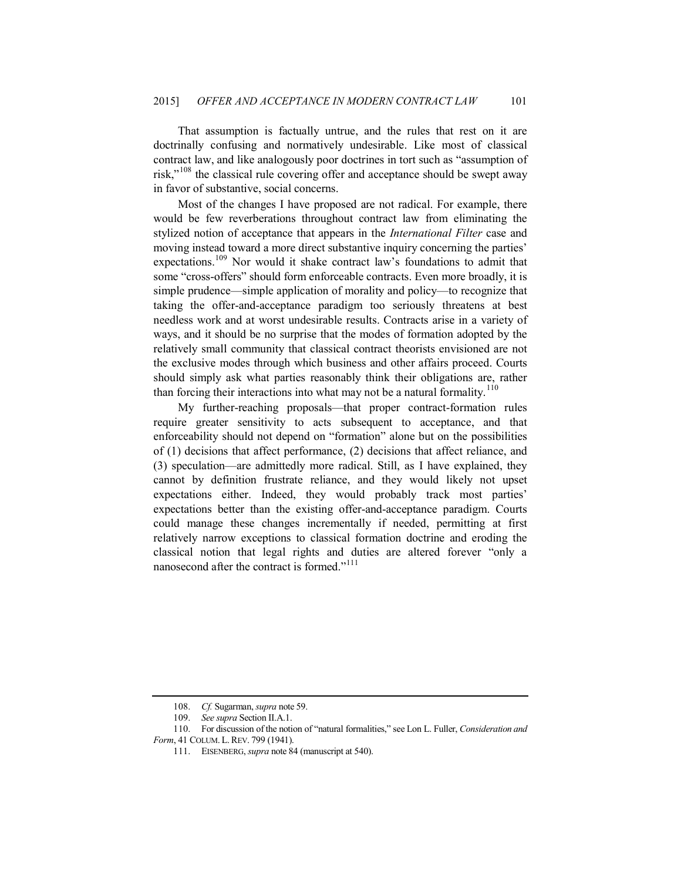That assumption is factually untrue, and the rules that rest on it are doctrinally confusing and normatively undesirable. Like most of classical contract law, and like analogously poor doctrines in tort such as "assumption of risk,"[108] the classical rule covering offer and acceptance should be swept away in favor of substantive, social concerns.

Most of the changes I have proposed are not radical. For example, there would be few reverberations throughout contract law from eliminating the stylized notion of acceptance that appears in the *International Filter* case and moving instead toward a more direct substantive inquiry concerning the parties' expectations.[109] Nor would it shake contract law's foundations to admit that some "cross-offers" should form enforceable contracts. Even more broadly, it is simple prudence—simple application of morality and policy—to recognize that taking the offer-and-acceptance paradigm too seriously threatens at best needless work and at worst undesirable results. Contracts arise in a variety of ways, and it should be no surprise that the modes of formation adopted by the relatively small community that classical contract theorists envisioned are not the exclusive modes through which business and other affairs proceed. Courts should simply ask what parties reasonably think their obligations are, rather than forcing their interactions into what may not be a natural formality.[110]

My further-reaching proposals—that proper contract-formation rules require greater sensitivity to acts subsequent to acceptance, and that enforceability should not depend on "formation" alone but on the possibilities of (1) decisions that affect performance, (2) decisions that affect reliance, and (3) speculation—are admittedly more radical. Still, as I have explained, they cannot by definition frustrate reliance, and they would likely not upset expectations either. Indeed, they would probably track most parties' expectations better than the existing offer-and-acceptance paradigm. Courts could manage these changes incrementally if needed, permitting at first relatively narrow exceptions to classical formation doctrine and eroding the classical notion that legal rights and duties are altered forever "only a nanosecond after the contract is formed."[111]

---

108. *Cf.* Sugarman, *supra* note 59.

109. *See supra* Section II.A.1.

110. For discussion of the notion of "natural formalities," see Lon L. Fuller, *Consideration and Form*, 41 COLUM. L. REV. 799 (1941).

111. EISENBERG, *supra* note 84 (manuscript at 540).